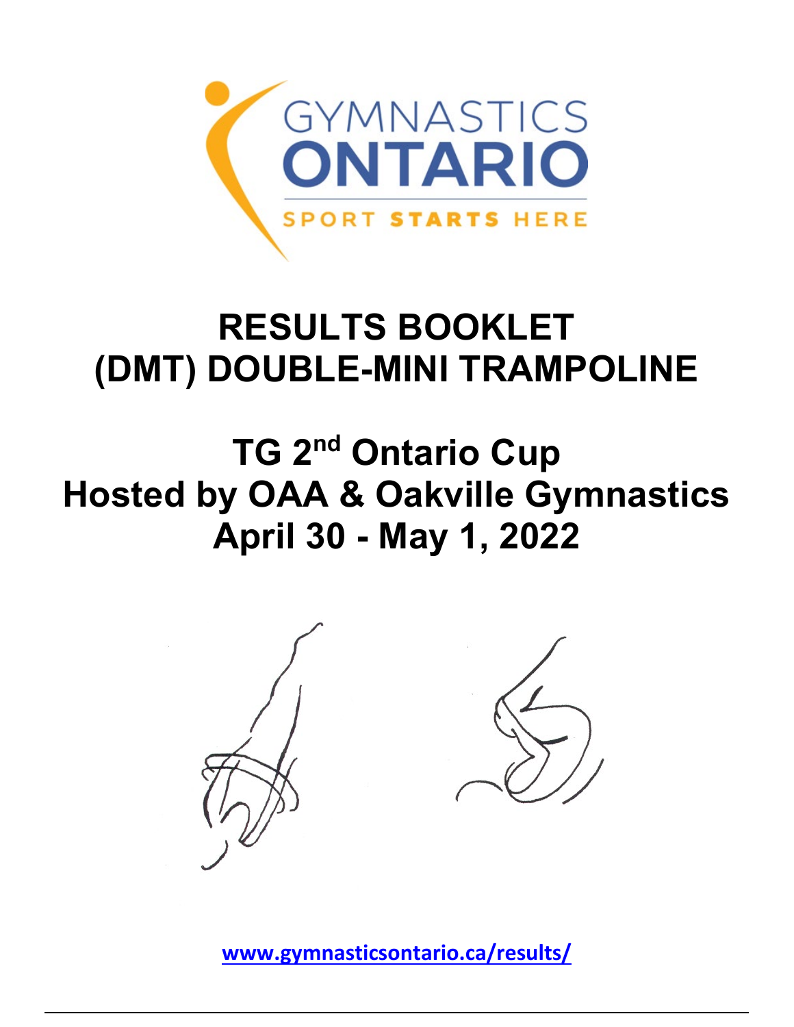GYMNASTICS ONTARIO

SPORT STARTS HERE

# RESULTS BOOKLET
# (DMT) DOUBLE-MINI TRAMPOLINE

## TG 2nd Ontario Cup
## Hosted by OAA & Oakville Gymnastics
## April 30 - May 1, 2022

[www.gymnasticsontario.ca/results/](www.gymnasticsontario.ca/results/)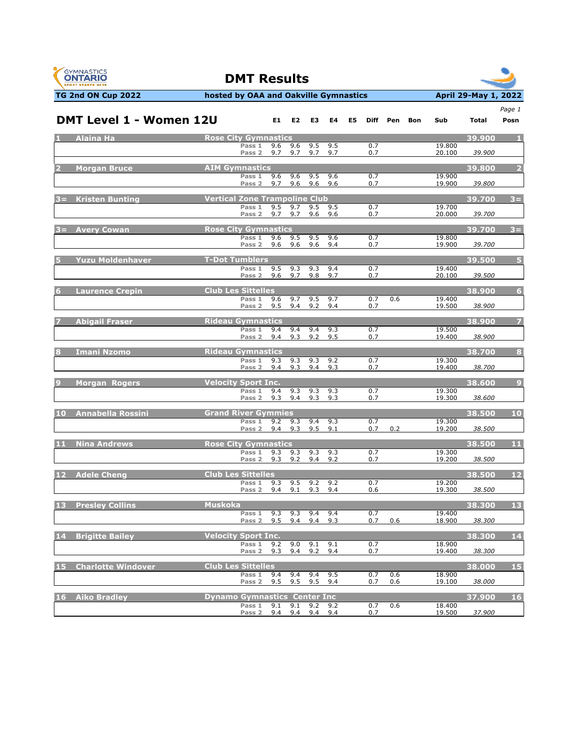# DMT Results

**TG 2nd ON Cup 2022** | **hosted by OAA and Oakville Gymnastics** | **April 29-May 1, 2022**

## DMT Level 1 - Women 12U

| # | Name | Club / Pass | E1 | E2 | E3 | E4 | E5 | Diff | Pen | Bon | Sub | Total | Posn |
|---|---|---|---|---|---|---|---|---|---|---|---|---|---|
| 1 | Alaina Ha | Rose City Gymnastics | | | | | | | | | | 39.900 | 1 |
| | | Pass 1 | 9.6 | 9.6 | 9.5 | 9.5 | | 0.7 | | | 19.800 | | |
| | | Pass 2 | 9.7 | 9.7 | 9.7 | 9.7 | | 0.7 | | | 20.100 | 39.900 | |
| 2 | Morgan Bruce | AIM Gymnastics | | | | | | | | | | 39.800 | 2 |
| | | Pass 1 | 9.6 | 9.6 | 9.5 | 9.6 | | 0.7 | | | 19.900 | | |
| | | Pass 2 | 9.7 | 9.6 | 9.6 | 9.6 | | 0.7 | | | 19.900 | 39.800 | |
| 3= | Kristen Bunting | Vertical Zone Trampoline Club | | | | | | | | | | 39.700 | 3= |
| | | Pass 1 | 9.5 | 9.7 | 9.5 | 9.5 | | 0.7 | | | 19.700 | | |
| | | Pass 2 | 9.7 | 9.7 | 9.6 | 9.6 | | 0.7 | | | 20.000 | 39.700 | |
| 3= | Avery Cowan | Rose City Gymnastics | | | | | | | | | | 39.700 | 3= |
| | | Pass 1 | 9.6 | 9.5 | 9.5 | 9.6 | | 0.7 | | | 19.800 | | |
| | | Pass 2 | 9.6 | 9.6 | 9.6 | 9.4 | | 0.7 | | | 19.900 | 39.700 | |
| 5 | Yuzu Moldenhaver | T-Dot Tumblers | | | | | | | | | | 39.500 | 5 |
| | | Pass 1 | 9.5 | 9.3 | 9.3 | 9.4 | | 0.7 | | | 19.400 | | |
| | | Pass 2 | 9.6 | 9.7 | 9.8 | 9.7 | | 0.7 | | | 20.100 | 39.500 | |
| 6 | Laurence Crepin | Club Les Sittelles | | | | | | | | | | 38.900 | 6 |
| | | Pass 1 | 9.6 | 9.7 | 9.5 | 9.7 | | 0.7 | 0.6 | | 19.400 | | |
| | | Pass 2 | 9.5 | 9.4 | 9.2 | 9.4 | | 0.7 | | | 19.500 | 38.900 | |
| 7 | Abigail Fraser | Rideau Gymnastics | | | | | | | | | | 38.900 | 7 |
| | | Pass 1 | 9.4 | 9.4 | 9.4 | 9.3 | | 0.7 | | | 19.500 | | |
| | | Pass 2 | 9.4 | 9.3 | 9.2 | 9.5 | | 0.7 | | | 19.400 | 38.900 | |
| 8 | Imani Nzomo | Rideau Gymnastics | | | | | | | | | | 38.700 | 8 |
| | | Pass 1 | 9.3 | 9.3 | 9.3 | 9.2 | | 0.7 | | | 19.300 | | |
| | | Pass 2 | 9.4 | 9.3 | 9.4 | 9.3 | | 0.7 | | | 19.400 | 38.700 | |
| 9 | Morgan Rogers | Velocity Sport Inc. | | | | | | | | | | 38.600 | 9 |
| | | Pass 1 | 9.4 | 9.3 | 9.3 | 9.3 | | 0.7 | | | 19.300 | | |
| | | Pass 2 | 9.3 | 9.4 | 9.3 | 9.3 | | 0.7 | | | 19.300 | 38.600 | |
| 10 | Annabella Rossini | Grand River Gymmies | | | | | | | | | | 38.500 | 10 |
| | | Pass 1 | 9.2 | 9.3 | 9.4 | 9.3 | | 0.7 | | | 19.300 | | |
| | | Pass 2 | 9.4 | 9.3 | 9.5 | 9.1 | | 0.7 | 0.2 | | 19.200 | 38.500 | |
| 11 | Nina Andrews | Rose City Gymnastics | | | | | | | | | | 38.500 | 11 |
| | | Pass 1 | 9.3 | 9.3 | 9.3 | 9.3 | | 0.7 | | | 19.300 | | |
| | | Pass 2 | 9.3 | 9.2 | 9.4 | 9.2 | | 0.7 | | | 19.200 | 38.500 | |
| 12 | Adele Cheng | Club Les Sittelles | | | | | | | | | | 38.500 | 12 |
| | | Pass 1 | 9.3 | 9.5 | 9.2 | 9.2 | | 0.7 | | | 19.200 | | |
| | | Pass 2 | 9.4 | 9.1 | 9.3 | 9.4 | | 0.6 | | | 19.300 | 38.500 | |
| 13 | Presley Collins | Muskoka | | | | | | | | | | 38.300 | 13 |
| | | Pass 1 | 9.3 | 9.3 | 9.4 | 9.4 | | 0.7 | | | 19.400 | | |
| | | Pass 2 | 9.5 | 9.4 | 9.4 | 9.3 | | 0.7 | 0.6 | | 18.900 | 38.300 | |
| 14 | Brigitte Bailey | Velocity Sport Inc. | | | | | | | | | | 38.300 | 14 |
| | | Pass 1 | 9.2 | 9.0 | 9.1 | 9.1 | | 0.7 | | | 18.900 | | |
| | | Pass 2 | 9.3 | 9.4 | 9.2 | 9.4 | | 0.7 | | | 19.400 | 38.300 | |
| 15 | Charlotte Windover | Club Les Sittelles | | | | | | | | | | 38.000 | 15 |
| | | Pass 1 | 9.4 | 9.4 | 9.4 | 9.5 | | 0.7 | 0.6 | | 18.900 | | |
| | | Pass 2 | 9.5 | 9.5 | 9.5 | 9.4 | | 0.7 | 0.6 | | 19.100 | 38.000 | |
| 16 | Aiko Bradley | Dynamo Gymnastics Center Inc | | | | | | | | | | 37.900 | 16 |
| | | Pass 1 | 9.1 | 9.1 | 9.2 | 9.2 | | 0.7 | 0.6 | | 18.400 | | |
| | | Pass 2 | 9.4 | 9.4 | 9.4 | 9.4 | | 0.7 | | | 19.500 | 37.900 | |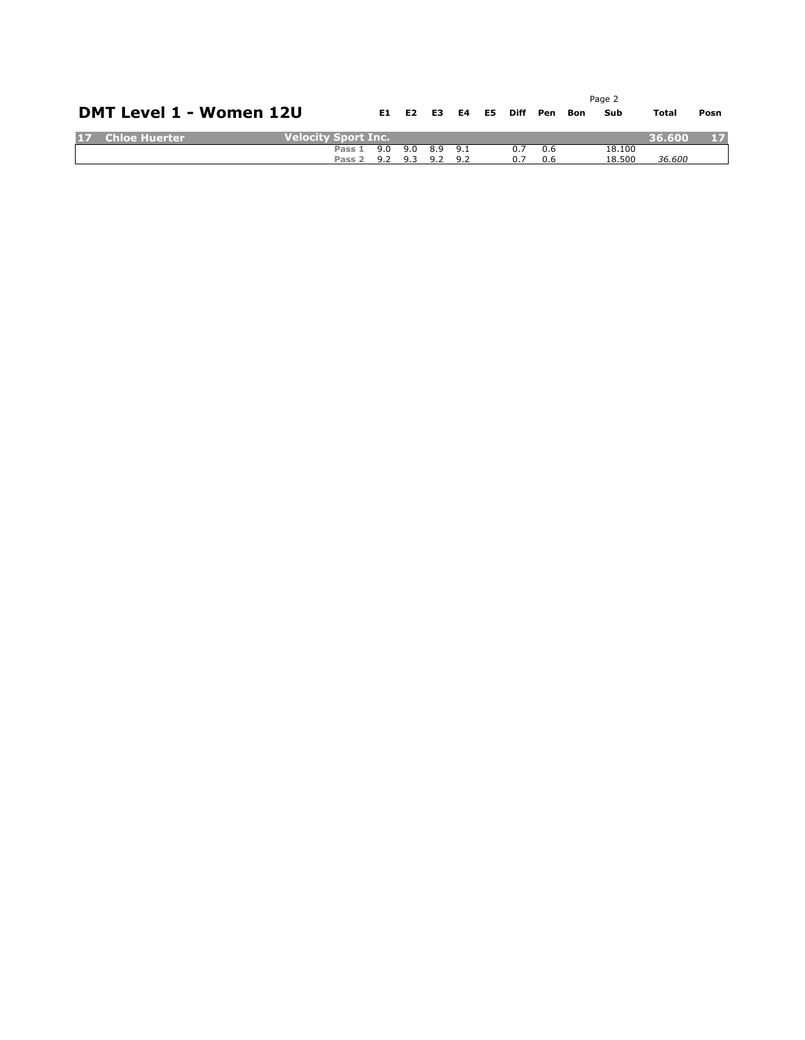## DMT Level 1 - Women 12U

| | | | E1 | E2 | E3 | E4 | E5 | Diff | Pen | Bon | Sub | Total | Posn |
|---|---|---|---|---|---|---|---|---|---|---|---|---|---|
| 17 Chloe Huerter | Velocity Sport Inc. | | | | | | | | | | | 36.600 | 17 |
| | | Pass 1 | 9.0 | 9.0 | 8.9 | 9.1 | | 0.7 | 0.6 | | 18.100 | | |
| | | Pass 2 | 9.2 | 9.3 | 9.2 | 9.2 | | 0.7 | 0.6 | | 18.500 | *36.600* | |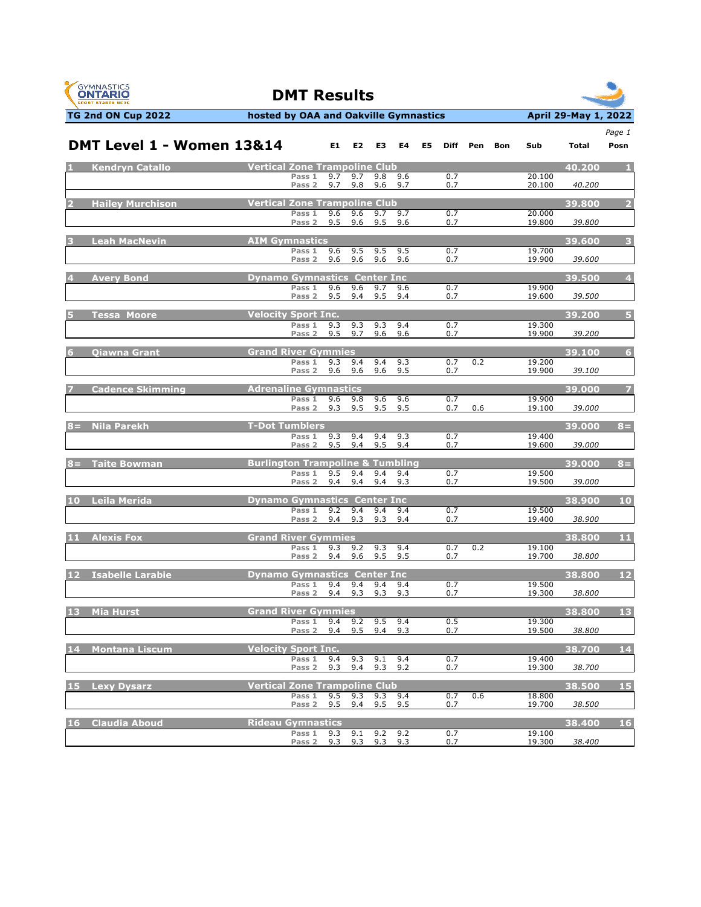# DMT Results

**TG 2nd ON Cup 2022** | **hosted by OAA and Oakville Gymnastics** | **April 29-May 1, 2022**

## DMT Level 1 - Women 13&14

| Posn | Name | Club / Pass | E1 | E2 | E3 | E4 | E5 | Diff | Pen | Bon | Sub | Total | Posn |
|---|---|---|---|---|---|---|---|---|---|---|---|---|---|
| 1 | **Kendryn Catallo** | **Vertical Zone Trampoline Club** | | | | | | | | | | **40.200** | **1** |
| | | Pass 1 | 9.7 | 9.7 | 9.8 | 9.6 | | 0.7 | | | 20.100 | | |
| | | Pass 2 | 9.7 | 9.8 | 9.6 | 9.7 | | 0.7 | | | 20.100 | *40.200* | |
| 2 | **Hailey Murchison** | **Vertical Zone Trampoline Club** | | | | | | | | | | **39.800** | **2** |
| | | Pass 1 | 9.6 | 9.6 | 9.7 | 9.7 | | 0.7 | | | 20.000 | | |
| | | Pass 2 | 9.5 | 9.6 | 9.5 | 9.6 | | 0.7 | | | 19.800 | *39.800* | |
| 3 | **Leah MacNevin** | **AIM Gymnastics** | | | | | | | | | | **39.600** | **3** |
| | | Pass 1 | 9.6 | 9.5 | 9.5 | 9.5 | | 0.7 | | | 19.700 | | |
| | | Pass 2 | 9.6 | 9.6 | 9.6 | 9.6 | | 0.7 | | | 19.900 | *39.600* | |
| 4 | **Avery Bond** | **Dynamo Gymnastics Center Inc** | | | | | | | | | | **39.500** | **4** |
| | | Pass 1 | 9.6 | 9.6 | 9.7 | 9.6 | | 0.7 | | | 19.900 | | |
| | | Pass 2 | 9.5 | 9.4 | 9.5 | 9.4 | | 0.7 | | | 19.600 | *39.500* | |
| 5 | **Tessa Moore** | **Velocity Sport Inc.** | | | | | | | | | | **39.200** | **5** |
| | | Pass 1 | 9.3 | 9.3 | 9.3 | 9.4 | | 0.7 | | | 19.300 | | |
| | | Pass 2 | 9.5 | 9.7 | 9.6 | 9.6 | | 0.7 | | | 19.900 | *39.200* | |
| 6 | **Qiawna Grant** | **Grand River Gymmies** | | | | | | | | | | **39.100** | **6** |
| | | Pass 1 | 9.3 | 9.4 | 9.4 | 9.3 | | 0.7 | 0.2 | | 19.200 | | |
| | | Pass 2 | 9.6 | 9.6 | 9.6 | 9.5 | | 0.7 | | | 19.900 | *39.100* | |
| 7 | **Cadence Skimming** | **Adrenaline Gymnastics** | | | | | | | | | | **39.000** | **7** |
| | | Pass 1 | 9.6 | 9.8 | 9.6 | 9.6 | | 0.7 | | | 19.900 | | |
| | | Pass 2 | 9.3 | 9.5 | 9.5 | 9.5 | | 0.7 | 0.6 | | 19.100 | *39.000* | |
| 8= | **Nila Parekh** | **T-Dot Tumblers** | | | | | | | | | | **39.000** | **8=** |
| | | Pass 1 | 9.3 | 9.4 | 9.4 | 9.3 | | 0.7 | | | 19.400 | | |
| | | Pass 2 | 9.5 | 9.4 | 9.5 | 9.4 | | 0.7 | | | 19.600 | *39.000* | |
| 8= | **Taite Bowman** | **Burlington Trampoline & Tumbling** | | | | | | | | | | **39.000** | **8=** |
| | | Pass 1 | 9.5 | 9.4 | 9.4 | 9.4 | | 0.7 | | | 19.500 | | |
| | | Pass 2 | 9.4 | 9.4 | 9.4 | 9.3 | | 0.7 | | | 19.500 | *39.000* | |
| 10 | **Leila Merida** | **Dynamo Gymnastics Center Inc** | | | | | | | | | | **38.900** | **10** |
| | | Pass 1 | 9.2 | 9.4 | 9.4 | 9.4 | | 0.7 | | | 19.500 | | |
| | | Pass 2 | 9.4 | 9.3 | 9.3 | 9.4 | | 0.7 | | | 19.400 | *38.900* | |
| 11 | **Alexis Fox** | **Grand River Gymmies** | | | | | | | | | | **38.800** | **11** |
| | | Pass 1 | 9.3 | 9.2 | 9.3 | 9.4 | | 0.7 | 0.2 | | 19.100 | | |
| | | Pass 2 | 9.4 | 9.6 | 9.5 | 9.5 | | 0.7 | | | 19.700 | *38.800* | |
| 12 | **Isabelle Larabie** | **Dynamo Gymnastics Center Inc** | | | | | | | | | | **38.800** | **12** |
| | | Pass 1 | 9.4 | 9.4 | 9.4 | 9.4 | | 0.7 | | | 19.500 | | |
| | | Pass 2 | 9.4 | 9.3 | 9.3 | 9.3 | | 0.7 | | | 19.300 | *38.800* | |
| 13 | **Mia Hurst** | **Grand River Gymmies** | | | | | | | | | | **38.800** | **13** |
| | | Pass 1 | 9.4 | 9.2 | 9.5 | 9.4 | | 0.5 | | | 19.300 | | |
| | | Pass 2 | 9.4 | 9.5 | 9.4 | 9.3 | | 0.7 | | | 19.500 | *38.800* | |
| 14 | **Montana Liscum** | **Velocity Sport Inc.** | | | | | | | | | | **38.700** | **14** |
| | | Pass 1 | 9.4 | 9.3 | 9.1 | 9.4 | | 0.7 | | | 19.400 | | |
| | | Pass 2 | 9.3 | 9.4 | 9.3 | 9.2 | | 0.7 | | | 19.300 | *38.700* | |
| 15 | **Lexy Dysarz** | **Vertical Zone Trampoline Club** | | | | | | | | | | **38.500** | **15** |
| | | Pass 1 | 9.5 | 9.3 | 9.3 | 9.4 | | 0.7 | 0.6 | | 18.800 | | |
| | | Pass 2 | 9.5 | 9.4 | 9.5 | 9.5 | | 0.7 | | | 19.700 | *38.500* | |
| 16 | **Claudia Aboud** | **Rideau Gymnastics** | | | | | | | | | | **38.400** | **16** |
| | | Pass 1 | 9.3 | 9.1 | 9.2 | 9.2 | | 0.7 | | | 19.100 | | |
| | | Pass 2 | 9.3 | 9.3 | 9.3 | 9.3 | | 0.7 | | | 19.300 | *38.400* | |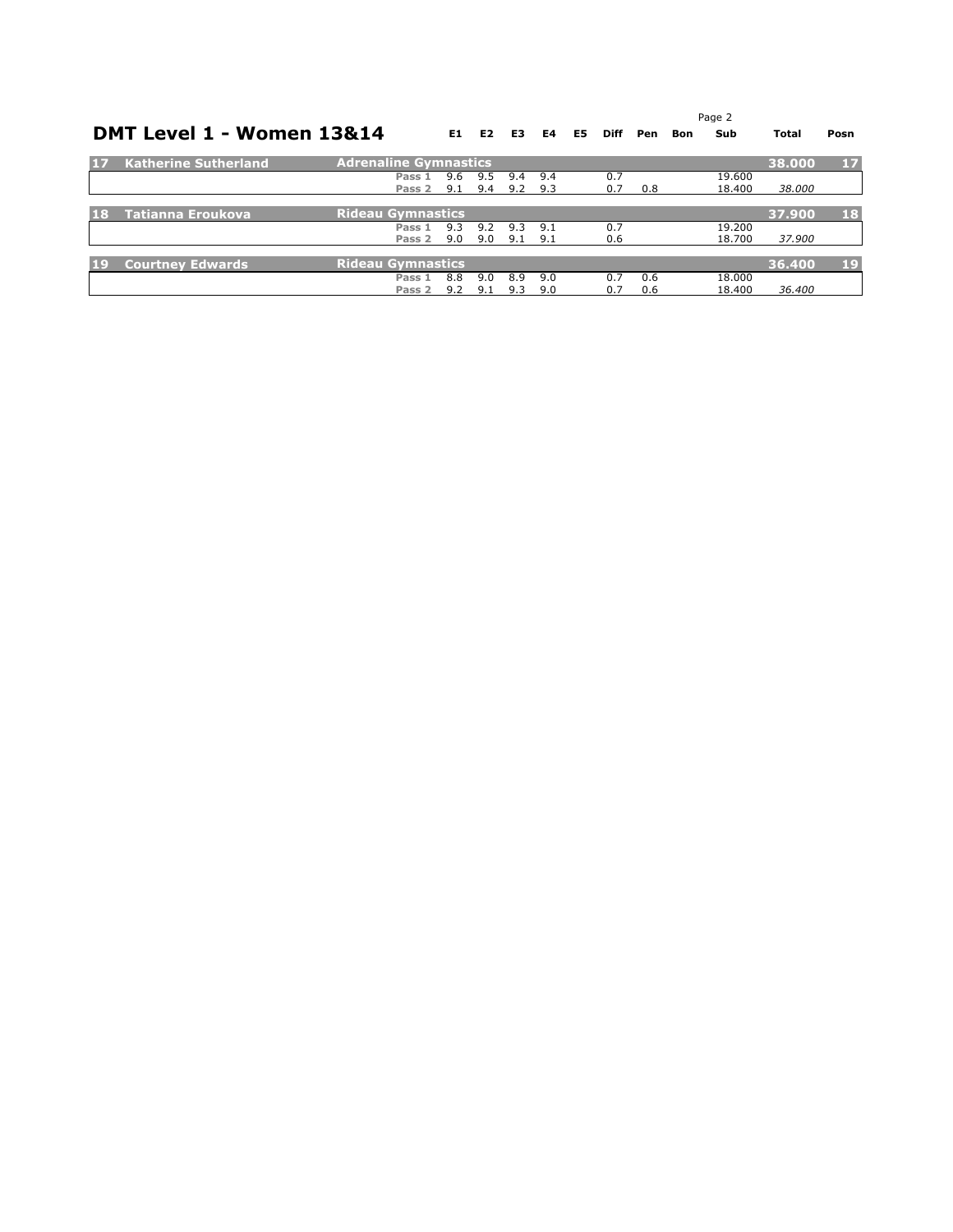## DMT Level 1 - Women 13&14

| # | Name | Club / Pass | E1 | E2 | E3 | E4 | E5 | Diff | Pen | Bon | Sub | Total | Posn |
|---|---|---|---|---|---|---|---|---|---|---|---|---|---|
| 17 | Katherine Sutherland | Adrenaline Gymnastics | | | | | | | | | | 38.000 | 17 |
| | | Pass 1 | 9.6 | 9.5 | 9.4 | 9.4 | | 0.7 | | | 19.600 | | |
| | | Pass 2 | 9.1 | 9.4 | 9.2 | 9.3 | | 0.7 | 0.8 | | 18.400 | *38.000* | |
| 18 | Tatianna Eroukova | Rideau Gymnastics | | | | | | | | | | 37.900 | 18 |
| | | Pass 1 | 9.3 | 9.2 | 9.3 | 9.1 | | 0.7 | | | 19.200 | | |
| | | Pass 2 | 9.0 | 9.0 | 9.1 | 9.1 | | 0.6 | | | 18.700 | *37.900* | |
| 19 | Courtney Edwards | Rideau Gymnastics | | | | | | | | | | 36.400 | 19 |
| | | Pass 1 | 8.8 | 9.0 | 8.9 | 9.0 | | 0.7 | 0.6 | | 18.000 | | |
| | | Pass 2 | 9.2 | 9.1 | 9.3 | 9.0 | | 0.7 | 0.6 | | 18.400 | *36.400* | |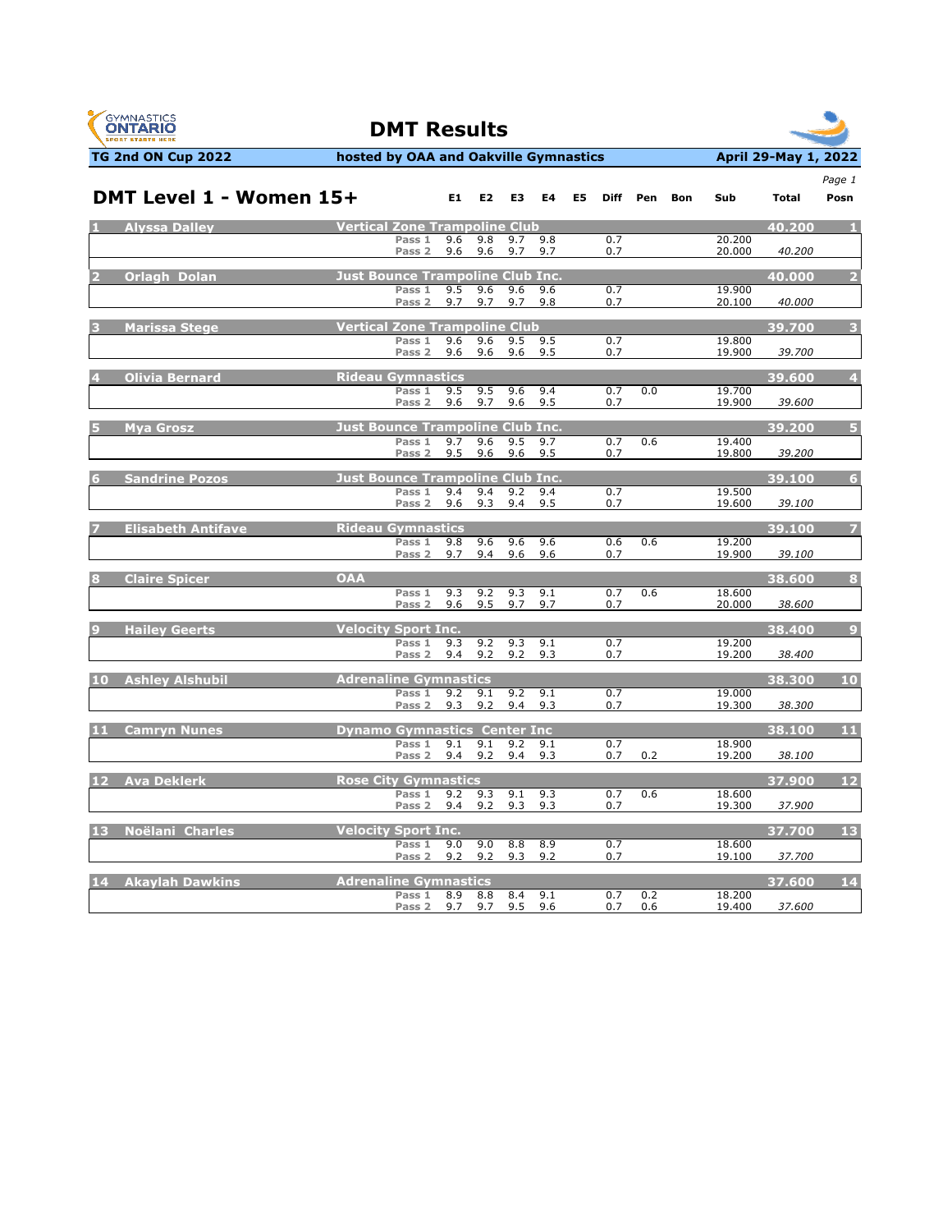# DMT Results

**TG 2nd ON Cup 2022** | **hosted by OAA and Oakville Gymnastics** | **April 29-May 1, 2022**

## DMT Level 1 - Women 15+

| # | Name | Club / Pass | E1 | E2 | E3 | E4 | E5 | Diff | Pen | Bon | Sub | Total | Posn |
|---|---|---|---|---|---|---|---|---|---|---|---|---|---|
| 1 | Alyssa Dalley | Vertical Zone Trampoline Club | | | | | | | | | | 40.200 | 1 |
| | | Pass 1 | 9.6 | 9.8 | 9.7 | 9.8 | | 0.7 | | | 20.200 | | |
| | | Pass 2 | 9.6 | 9.6 | 9.7 | 9.7 | | 0.7 | | | 20.000 | *40.200* | |
| 2 | Orlagh Dolan | Just Bounce Trampoline Club Inc. | | | | | | | | | | 40.000 | 2 |
| | | Pass 1 | 9.5 | 9.6 | 9.6 | 9.6 | | 0.7 | | | 19.900 | | |
| | | Pass 2 | 9.7 | 9.7 | 9.7 | 9.8 | | 0.7 | | | 20.100 | *40.000* | |
| 3 | Marissa Stege | Vertical Zone Trampoline Club | | | | | | | | | | 39.700 | 3 |
| | | Pass 1 | 9.6 | 9.6 | 9.5 | 9.5 | | 0.7 | | | 19.800 | | |
| | | Pass 2 | 9.6 | 9.6 | 9.6 | 9.5 | | 0.7 | | | 19.900 | *39.700* | |
| 4 | Olivia Bernard | Rideau Gymnastics | | | | | | | | | | 39.600 | 4 |
| | | Pass 1 | 9.5 | 9.5 | 9.6 | 9.4 | | 0.7 | 0.0 | | 19.700 | | |
| | | Pass 2 | 9.6 | 9.7 | 9.6 | 9.5 | | 0.7 | | | 19.900 | *39.600* | |
| 5 | Mya Grosz | Just Bounce Trampoline Club Inc. | | | | | | | | | | 39.200 | 5 |
| | | Pass 1 | 9.7 | 9.6 | 9.5 | 9.7 | | 0.7 | 0.6 | | 19.400 | | |
| | | Pass 2 | 9.5 | 9.6 | 9.6 | 9.5 | | 0.7 | | | 19.800 | *39.200* | |
| 6 | Sandrine Pozos | Just Bounce Trampoline Club Inc. | | | | | | | | | | 39.100 | 6 |
| | | Pass 1 | 9.4 | 9.4 | 9.2 | 9.4 | | 0.7 | | | 19.500 | | |
| | | Pass 2 | 9.6 | 9.3 | 9.4 | 9.5 | | 0.7 | | | 19.600 | *39.100* | |
| 7 | Elisabeth Antifave | Rideau Gymnastics | | | | | | | | | | 39.100 | 7 |
| | | Pass 1 | 9.8 | 9.6 | 9.6 | 9.6 | | 0.6 | 0.6 | | 19.200 | | |
| | | Pass 2 | 9.7 | 9.4 | 9.6 | 9.6 | | 0.7 | | | 19.900 | *39.100* | |
| 8 | Claire Spicer | OAA | | | | | | | | | | 38.600 | 8 |
| | | Pass 1 | 9.3 | 9.2 | 9.3 | 9.1 | | 0.7 | 0.6 | | 18.600 | | |
| | | Pass 2 | 9.6 | 9.5 | 9.7 | 9.7 | | 0.7 | | | 20.000 | *38.600* | |
| 9 | Hailey Geerts | Velocity Sport Inc. | | | | | | | | | | 38.400 | 9 |
| | | Pass 1 | 9.3 | 9.2 | 9.3 | 9.1 | | 0.7 | | | 19.200 | | |
| | | Pass 2 | 9.4 | 9.2 | 9.2 | 9.3 | | 0.7 | | | 19.200 | *38.400* | |
| 10 | Ashley Alshubil | Adrenaline Gymnastics | | | | | | | | | | 38.300 | 10 |
| | | Pass 1 | 9.2 | 9.1 | 9.2 | 9.1 | | 0.7 | | | 19.000 | | |
| | | Pass 2 | 9.3 | 9.2 | 9.4 | 9.3 | | 0.7 | | | 19.300 | *38.300* | |
| 11 | Camryn Nunes | Dynamo Gymnastics Center Inc | | | | | | | | | | 38.100 | 11 |
| | | Pass 1 | 9.1 | 9.1 | 9.2 | 9.1 | | 0.7 | | | 18.900 | | |
| | | Pass 2 | 9.4 | 9.2 | 9.4 | 9.3 | | 0.7 | 0.2 | | 19.200 | *38.100* | |
| 12 | Ava Deklerk | Rose City Gymnastics | | | | | | | | | | 37.900 | 12 |
| | | Pass 1 | 9.2 | 9.3 | 9.1 | 9.3 | | 0.7 | 0.6 | | 18.600 | | |
| | | Pass 2 | 9.4 | 9.2 | 9.3 | 9.3 | | 0.7 | | | 19.300 | *37.900* | |
| 13 | Noëlani Charles | Velocity Sport Inc. | | | | | | | | | | 37.700 | 13 |
| | | Pass 1 | 9.0 | 9.0 | 8.8 | 8.9 | | 0.7 | | | 18.600 | | |
| | | Pass 2 | 9.2 | 9.2 | 9.3 | 9.2 | | 0.7 | | | 19.100 | *37.700* | |
| 14 | Akaylah Dawkins | Adrenaline Gymnastics | | | | | | | | | | 37.600 | 14 |
| | | Pass 1 | 8.9 | 8.8 | 8.4 | 9.1 | | 0.7 | 0.2 | | 18.200 | | |
| | | Pass 2 | 9.7 | 9.7 | 9.5 | 9.6 | | 0.7 | 0.6 | | 19.400 | *37.600* | |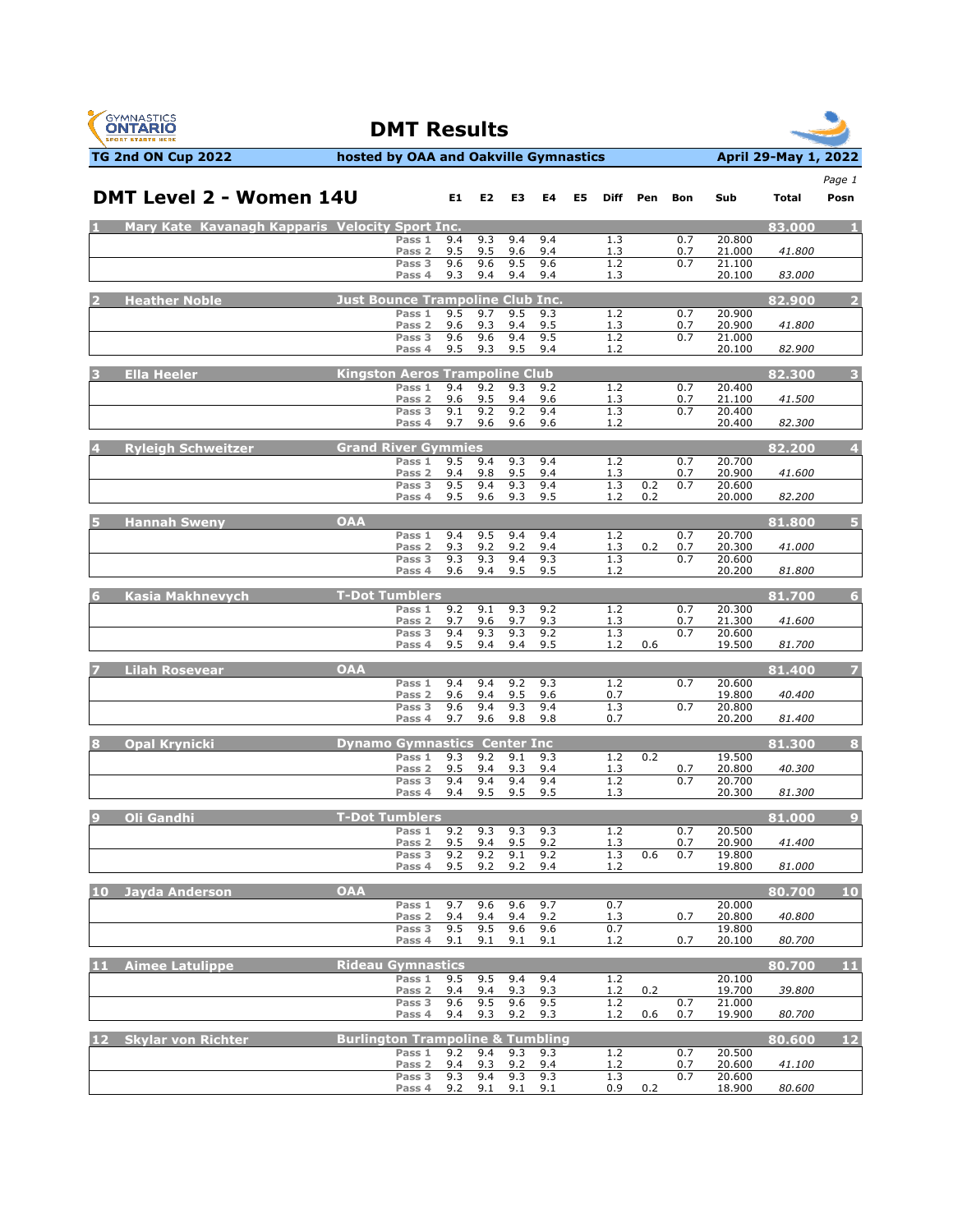# DMT Results

**TG 2nd ON Cup 2022** | **hosted by OAA and Oakville Gymnastics** | **April 29-May 1, 2022**

## DMT Level 2 - Women 14U

| # | Name | Club | Pass | E1 | E2 | E3 | E4 | E5 | Diff | Pen | Bon | Sub | Total | Posn |
|---|---|---|---|---|---|---|---|---|---|---|---|---|---|---|
| 1 | Mary Kate Kavanagh Kapparis | Velocity Sport Inc. | | | | | | | | | | | 83.000 | 1 |
| | | | Pass 1 | 9.4 | 9.3 | 9.4 | 9.4 | | 1.3 | | 0.7 | 20.800 | | |
| | | | Pass 2 | 9.5 | 9.5 | 9.6 | 9.4 | | 1.3 | | 0.7 | 21.000 | 41.800 | |
| | | | Pass 3 | 9.6 | 9.6 | 9.5 | 9.6 | | 1.2 | | 0.7 | 21.100 | | |
| | | | Pass 4 | 9.3 | 9.4 | 9.4 | 9.4 | | 1.3 | | | 20.100 | 83.000 | |
| 2 | Heather Noble | Just Bounce Trampoline Club Inc. | | | | | | | | | | | 82.900 | 2 |
| | | | Pass 1 | 9.5 | 9.7 | 9.5 | 9.3 | | 1.2 | | 0.7 | 20.900 | | |
| | | | Pass 2 | 9.6 | 9.3 | 9.4 | 9.5 | | 1.3 | | 0.7 | 20.900 | 41.800 | |
| | | | Pass 3 | 9.6 | 9.6 | 9.4 | 9.5 | | 1.2 | | 0.7 | 21.000 | | |
| | | | Pass 4 | 9.5 | 9.3 | 9.5 | 9.4 | | 1.2 | | | 20.100 | 82.900 | |
| 3 | Ella Heeler | Kingston Aeros Trampoline Club | | | | | | | | | | | 82.300 | 3 |
| | | | Pass 1 | 9.4 | 9.2 | 9.3 | 9.2 | | 1.2 | | 0.7 | 20.400 | | |
| | | | Pass 2 | 9.6 | 9.5 | 9.4 | 9.6 | | 1.3 | | 0.7 | 21.100 | 41.500 | |
| | | | Pass 3 | 9.1 | 9.2 | 9.2 | 9.4 | | 1.3 | | 0.7 | 20.400 | | |
| | | | Pass 4 | 9.7 | 9.6 | 9.6 | 9.6 | | 1.2 | | | 20.400 | 82.300 | |
| 4 | Ryleigh Schweitzer | Grand River Gymmies | | | | | | | | | | | 82.200 | 4 |
| | | | Pass 1 | 9.5 | 9.4 | 9.3 | 9.4 | | 1.2 | | 0.7 | 20.700 | | |
| | | | Pass 2 | 9.4 | 9.8 | 9.5 | 9.4 | | 1.3 | | 0.7 | 20.900 | 41.600 | |
| | | | Pass 3 | 9.5 | 9.4 | 9.3 | 9.4 | | 1.3 | 0.2 | 0.7 | 20.600 | | |
| | | | Pass 4 | 9.5 | 9.6 | 9.3 | 9.5 | | 1.2 | 0.2 | | 20.000 | 82.200 | |
| 5 | Hannah Sweny | OAA | | | | | | | | | | | 81.800 | 5 |
| | | | Pass 1 | 9.4 | 9.5 | 9.4 | 9.4 | | 1.2 | | 0.7 | 20.700 | | |
| | | | Pass 2 | 9.3 | 9.2 | 9.2 | 9.4 | | 1.3 | 0.2 | 0.7 | 20.300 | 41.000 | |
| | | | Pass 3 | 9.3 | 9.3 | 9.4 | 9.3 | | 1.3 | | 0.7 | 20.600 | | |
| | | | Pass 4 | 9.6 | 9.4 | 9.5 | 9.5 | | 1.2 | | | 20.200 | 81.800 | |
| 6 | Kasia Makhnevych | T-Dot Tumblers | | | | | | | | | | | 81.700 | 6 |
| | | | Pass 1 | 9.2 | 9.1 | 9.3 | 9.2 | | 1.2 | | 0.7 | 20.300 | | |
| | | | Pass 2 | 9.7 | 9.6 | 9.7 | 9.3 | | 1.3 | | 0.7 | 21.300 | 41.600 | |
| | | | Pass 3 | 9.4 | 9.3 | 9.3 | 9.2 | | 1.3 | | 0.7 | 20.600 | | |
| | | | Pass 4 | 9.5 | 9.4 | 9.4 | 9.5 | | 1.2 | 0.6 | | 19.500 | 81.700 | |
| 7 | Lilah Rosevear | OAA | | | | | | | | | | | 81.400 | 7 |
| | | | Pass 1 | 9.4 | 9.4 | 9.2 | 9.3 | | 1.2 | | 0.7 | 20.600 | | |
| | | | Pass 2 | 9.6 | 9.4 | 9.5 | 9.6 | | 0.7 | | | 19.800 | 40.400 | |
| | | | Pass 3 | 9.6 | 9.4 | 9.3 | 9.4 | | 1.3 | | 0.7 | 20.800 | | |
| | | | Pass 4 | 9.7 | 9.6 | 9.8 | 9.8 | | 0.7 | | | 20.200 | 81.400 | |
| 8 | Opal Krynicki | Dynamo Gymnastics Center Inc | | | | | | | | | | | 81.300 | 8 |
| | | | Pass 1 | 9.3 | 9.2 | 9.1 | 9.3 | | 1.2 | 0.2 | | 19.500 | | |
| | | | Pass 2 | 9.5 | 9.4 | 9.3 | 9.4 | | 1.3 | | 0.7 | 20.800 | 40.300 | |
| | | | Pass 3 | 9.4 | 9.4 | 9.4 | 9.4 | | 1.2 | | 0.7 | 20.700 | | |
| | | | Pass 4 | 9.4 | 9.5 | 9.5 | 9.5 | | 1.3 | | | 20.300 | 81.300 | |
| 9 | Oli Gandhi | T-Dot Tumblers | | | | | | | | | | | 81.000 | 9 |
| | | | Pass 1 | 9.2 | 9.3 | 9.3 | 9.3 | | 1.2 | | 0.7 | 20.500 | | |
| | | | Pass 2 | 9.5 | 9.4 | 9.5 | 9.2 | | 1.3 | | 0.7 | 20.900 | 41.400 | |
| | | | Pass 3 | 9.2 | 9.2 | 9.1 | 9.2 | | 1.3 | 0.6 | 0.7 | 19.800 | | |
| | | | Pass 4 | 9.5 | 9.2 | 9.2 | 9.4 | | 1.2 | | | 19.800 | 81.000 | |
| 10 | Jayda Anderson | OAA | | | | | | | | | | | 80.700 | 10 |
| | | | Pass 1 | 9.7 | 9.6 | 9.6 | 9.7 | | 0.7 | | | 20.000 | | |
| | | | Pass 2 | 9.4 | 9.4 | 9.4 | 9.2 | | 1.3 | | 0.7 | 20.800 | 40.800 | |
| | | | Pass 3 | 9.5 | 9.5 | 9.6 | 9.6 | | 0.7 | | | 19.800 | | |
| | | | Pass 4 | 9.1 | 9.1 | 9.1 | 9.1 | | 1.2 | | 0.7 | 20.100 | 80.700 | |
| 11 | Aimee Latulippe | Rideau Gymnastics | | | | | | | | | | | 80.700 | 11 |
| | | | Pass 1 | 9.5 | 9.5 | 9.4 | 9.4 | | 1.2 | | | 20.100 | | |
| | | | Pass 2 | 9.4 | 9.4 | 9.3 | 9.3 | | 1.2 | 0.2 | | 19.700 | 39.800 | |
| | | | Pass 3 | 9.6 | 9.5 | 9.6 | 9.5 | | 1.2 | | 0.7 | 21.000 | | |
| | | | Pass 4 | 9.4 | 9.3 | 9.2 | 9.3 | | 1.2 | 0.6 | 0.7 | 19.900 | 80.700 | |
| 12 | Skylar von Richter | Burlington Trampoline & Tumbling | | | | | | | | | | | 80.600 | 12 |
| | | | Pass 1 | 9.2 | 9.4 | 9.3 | 9.3 | | 1.2 | | 0.7 | 20.500 | | |
| | | | Pass 2 | 9.4 | 9.3 | 9.2 | 9.4 | | 1.2 | | 0.7 | 20.600 | 41.100 | |
| | | | Pass 3 | 9.3 | 9.4 | 9.3 | 9.3 | | 1.3 | | 0.7 | 20.600 | | |
| | | | Pass 4 | 9.2 | 9.1 | 9.1 | 9.1 | | 0.9 | 0.2 | | 18.900 | 80.600 | |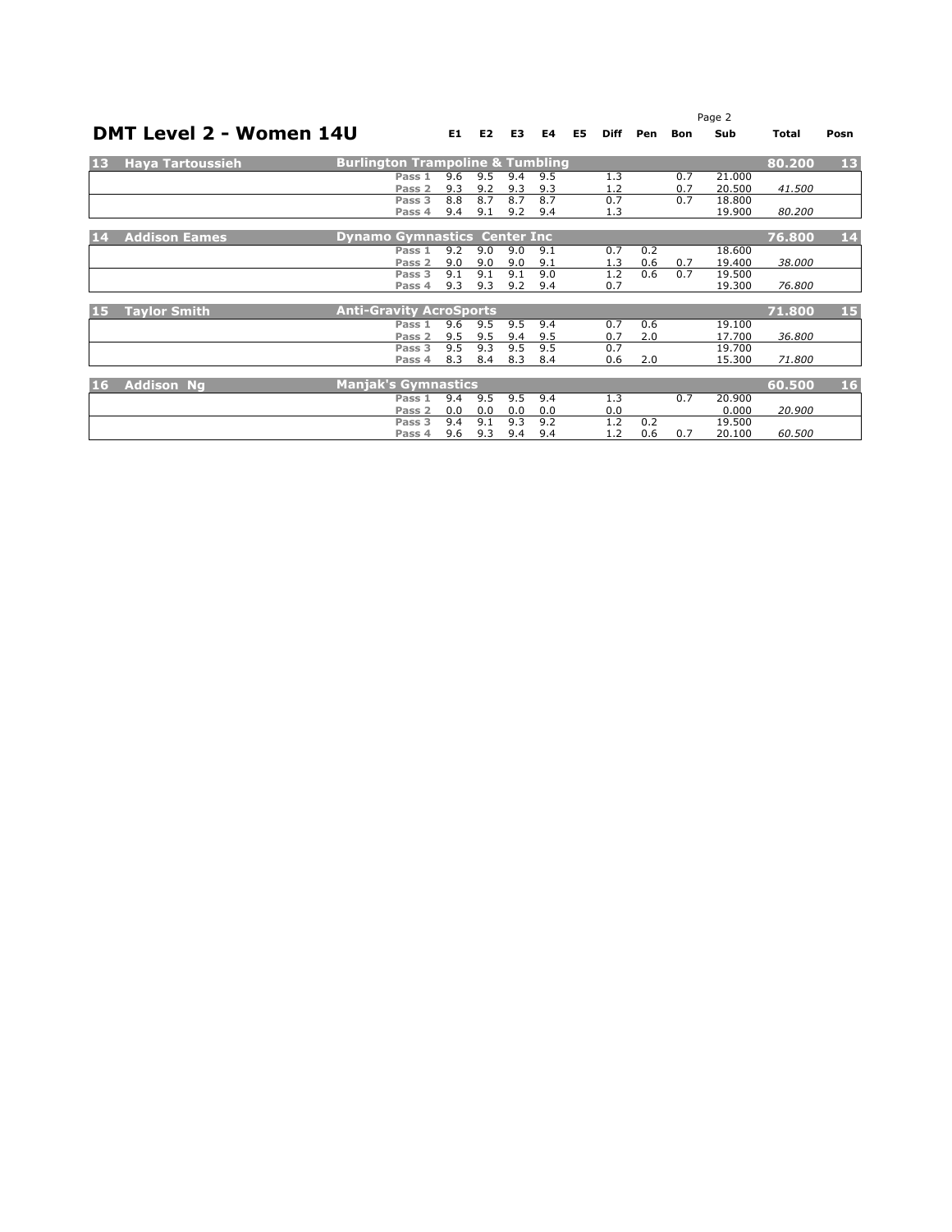# DMT Level 2 - Women 14U

| | | | E1 | E2 | E3 | E4 | E5 | Diff | Pen | Bon | Sub | Total | Posn |
|---|---|---|---|---|---|---|---|---|---|---|---|---|---|
| **13** | **Haya Tartoussieh** | **Burlington Trampoline & Tumbling** | | | | | | | | | | **80.200** | **13** |
| | | Pass 1 | 9.6 | 9.5 | 9.4 | 9.5 | | 1.3 | | 0.7 | 21.000 | | |
| | | Pass 2 | 9.3 | 9.2 | 9.3 | 9.3 | | 1.2 | | 0.7 | 20.500 | *41.500* | |
| | | Pass 3 | 8.8 | 8.7 | 8.7 | 8.7 | | 0.7 | | 0.7 | 18.800 | | |
| | | Pass 4 | 9.4 | 9.1 | 9.2 | 9.4 | | 1.3 | | | 19.900 | *80.200* | |
| **14** | **Addison Eames** | **Dynamo Gymnastics Center Inc** | | | | | | | | | | **76.800** | **14** |
| | | Pass 1 | 9.2 | 9.0 | 9.0 | 9.1 | | 0.7 | 0.2 | | 18.600 | | |
| | | Pass 2 | 9.0 | 9.0 | 9.0 | 9.1 | | 1.3 | 0.6 | 0.7 | 19.400 | *38.000* | |
| | | Pass 3 | 9.1 | 9.1 | 9.1 | 9.0 | | 1.2 | 0.6 | 0.7 | 19.500 | | |
| | | Pass 4 | 9.3 | 9.3 | 9.2 | 9.4 | | 0.7 | | | 19.300 | *76.800* | |
| **15** | **Taylor Smith** | **Anti-Gravity AcroSports** | | | | | | | | | | **71.800** | **15** |
| | | Pass 1 | 9.6 | 9.5 | 9.5 | 9.4 | | 0.7 | 0.6 | | 19.100 | | |
| | | Pass 2 | 9.5 | 9.5 | 9.4 | 9.5 | | 0.7 | 2.0 | | 17.700 | *36.800* | |
| | | Pass 3 | 9.5 | 9.3 | 9.5 | 9.5 | | 0.7 | | | 19.700 | | |
| | | Pass 4 | 8.3 | 8.4 | 8.3 | 8.4 | | 0.6 | 2.0 | | 15.300 | *71.800* | |
| **16** | **Addison Ng** | **Manjak's Gymnastics** | | | | | | | | | | **60.500** | **16** |
| | | Pass 1 | 9.4 | 9.5 | 9.5 | 9.4 | | 1.3 | | 0.7 | 20.900 | | |
| | | Pass 2 | 0.0 | 0.0 | 0.0 | 0.0 | | 0.0 | | | 0.000 | *20.900* | |
| | | Pass 3 | 9.4 | 9.1 | 9.3 | 9.2 | | 1.2 | 0.2 | | 19.500 | | |
| | | Pass 4 | 9.6 | 9.3 | 9.4 | 9.4 | | 1.2 | 0.6 | 0.7 | 20.100 | *60.500* | |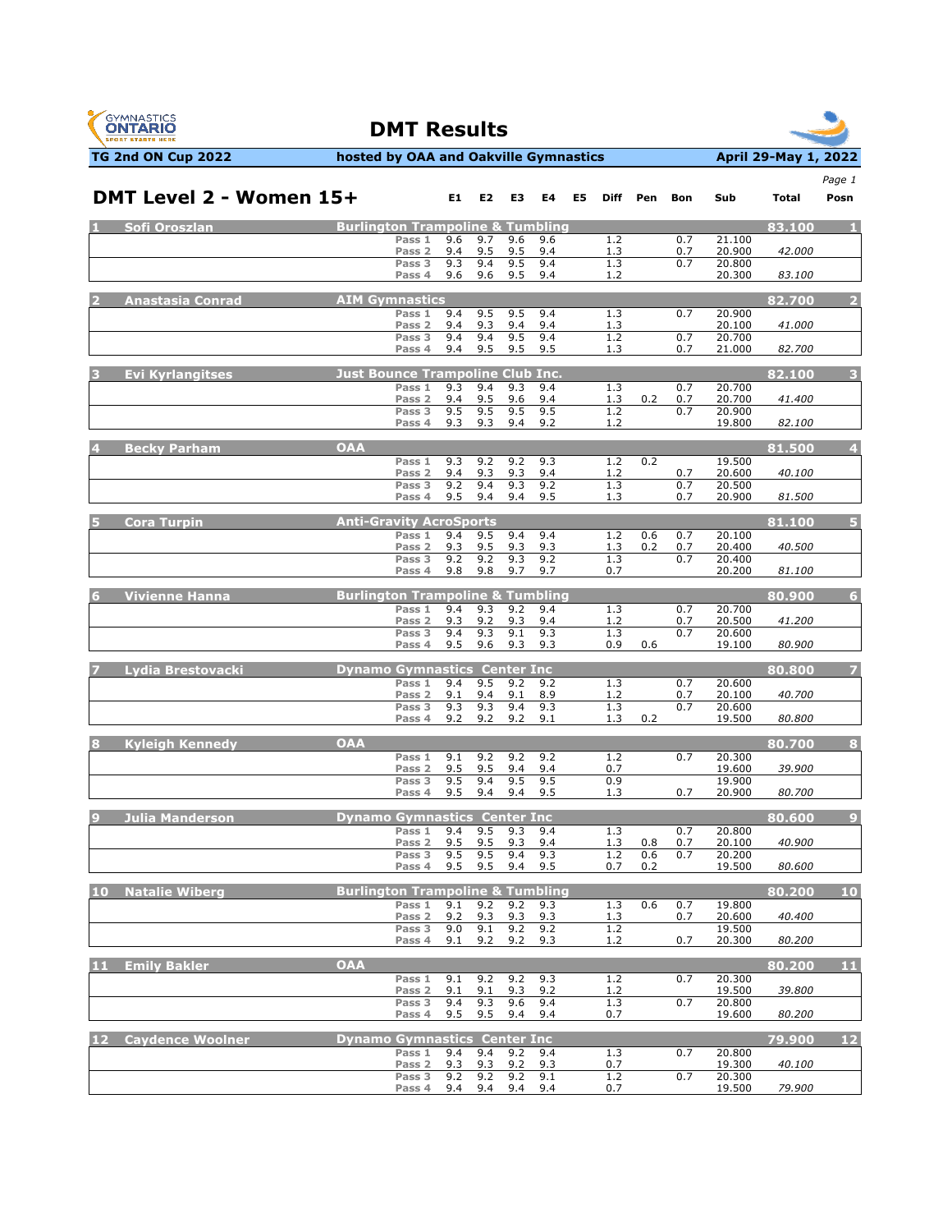# DMT Results

**TG 2nd ON Cup 2022** — **hosted by OAA and Oakville Gymnastics** — **April 29-May 1, 2022**

## DMT Level 2 - Women 15+

| # | Name | Club | Pass | E1 | E2 | E3 | E4 | E5 | Diff | Pen | Bon | Sub | Total | Posn |
|---|---|---|---|---|---|---|---|---|---|---|---|---|---|---|
| 1 | Sofi Oroszlan | Burlington Trampoline & Tumbling | | | | | | | | | | | 83.100 | 1 |
| | | | Pass 1 | 9.6 | 9.7 | 9.6 | 9.6 | | 1.2 | | 0.7 | 21.100 | | |
| | | | Pass 2 | 9.4 | 9.5 | 9.5 | 9.4 | | 1.3 | | 0.7 | 20.900 | 42.000 | |
| | | | Pass 3 | 9.3 | 9.4 | 9.5 | 9.4 | | 1.3 | | 0.7 | 20.800 | | |
| | | | Pass 4 | 9.6 | 9.6 | 9.5 | 9.4 | | 1.2 | | | 20.300 | 83.100 | |
| 2 | Anastasia Conrad | AIM Gymnastics | | | | | | | | | | | 82.700 | 2 |
| | | | Pass 1 | 9.4 | 9.5 | 9.5 | 9.4 | | 1.3 | | 0.7 | 20.900 | | |
| | | | Pass 2 | 9.4 | 9.3 | 9.4 | 9.4 | | 1.3 | | | 20.100 | 41.000 | |
| | | | Pass 3 | 9.4 | 9.4 | 9.5 | 9.4 | | 1.2 | | 0.7 | 20.700 | | |
| | | | Pass 4 | 9.4 | 9.5 | 9.5 | 9.5 | | 1.3 | | 0.7 | 21.000 | 82.700 | |
| 3 | Evi Kyrlangitses | Just Bounce Trampoline Club Inc. | | | | | | | | | | | 82.100 | 3 |
| | | | Pass 1 | 9.3 | 9.4 | 9.3 | 9.4 | | 1.3 | | 0.7 | 20.700 | | |
| | | | Pass 2 | 9.4 | 9.5 | 9.6 | 9.4 | | 1.3 | 0.2 | 0.7 | 20.700 | 41.400 | |
| | | | Pass 3 | 9.5 | 9.5 | 9.5 | 9.5 | | 1.2 | | 0.7 | 20.900 | | |
| | | | Pass 4 | 9.3 | 9.3 | 9.4 | 9.2 | | 1.2 | | | 19.800 | 82.100 | |
| 4 | Becky Parham | OAA | | | | | | | | | | | 81.500 | 4 |
| | | | Pass 1 | 9.3 | 9.2 | 9.2 | 9.3 | | 1.2 | 0.2 | | 19.500 | | |
| | | | Pass 2 | 9.4 | 9.3 | 9.3 | 9.4 | | 1.2 | | 0.7 | 20.600 | 40.100 | |
| | | | Pass 3 | 9.2 | 9.4 | 9.3 | 9.2 | | 1.3 | | 0.7 | 20.500 | | |
| | | | Pass 4 | 9.5 | 9.4 | 9.4 | 9.5 | | 1.3 | | 0.7 | 20.900 | 81.500 | |
| 5 | Cora Turpin | Anti-Gravity AcroSports | | | | | | | | | | | 81.100 | 5 |
| | | | Pass 1 | 9.4 | 9.5 | 9.4 | 9.4 | | 1.2 | 0.6 | 0.7 | 20.100 | | |
| | | | Pass 2 | 9.3 | 9.5 | 9.3 | 9.3 | | 1.3 | 0.2 | 0.7 | 20.400 | 40.500 | |
| | | | Pass 3 | 9.2 | 9.2 | 9.3 | 9.2 | | 1.3 | | 0.7 | 20.400 | | |
| | | | Pass 4 | 9.8 | 9.8 | 9.7 | 9.7 | | 0.7 | | | 20.200 | 81.100 | |
| 6 | Vivienne Hanna | Burlington Trampoline & Tumbling | | | | | | | | | | | 80.900 | 6 |
| | | | Pass 1 | 9.4 | 9.3 | 9.2 | 9.4 | | 1.3 | | 0.7 | 20.700 | | |
| | | | Pass 2 | 9.3 | 9.2 | 9.3 | 9.4 | | 1.2 | | 0.7 | 20.500 | 41.200 | |
| | | | Pass 3 | 9.4 | 9.3 | 9.1 | 9.3 | | 1.3 | | 0.7 | 20.600 | | |
| | | | Pass 4 | 9.5 | 9.6 | 9.3 | 9.3 | | 0.9 | 0.6 | | 19.100 | 80.900 | |
| 7 | Lydia Brestovacki | Dynamo Gymnastics Center Inc | | | | | | | | | | | 80.800 | 7 |
| | | | Pass 1 | 9.4 | 9.5 | 9.2 | 9.2 | | 1.3 | | 0.7 | 20.600 | | |
| | | | Pass 2 | 9.1 | 9.4 | 9.1 | 8.9 | | 1.2 | | 0.7 | 20.100 | 40.700 | |
| | | | Pass 3 | 9.3 | 9.3 | 9.4 | 9.3 | | 1.3 | | 0.7 | 20.600 | | |
| | | | Pass 4 | 9.2 | 9.2 | 9.2 | 9.1 | | 1.3 | 0.2 | | 19.500 | 80.800 | |
| 8 | Kyleigh Kennedy | OAA | | | | | | | | | | | 80.700 | 8 |
| | | | Pass 1 | 9.1 | 9.2 | 9.2 | 9.2 | | 1.2 | | 0.7 | 20.300 | | |
| | | | Pass 2 | 9.5 | 9.5 | 9.4 | 9.4 | | 0.7 | | | 19.600 | 39.900 | |
| | | | Pass 3 | 9.5 | 9.4 | 9.5 | 9.5 | | 0.9 | | | 19.900 | | |
| | | | Pass 4 | 9.5 | 9.4 | 9.4 | 9.5 | | 1.3 | | 0.7 | 20.900 | 80.700 | |
| 9 | Julia Manderson | Dynamo Gymnastics Center Inc | | | | | | | | | | | 80.600 | 9 |
| | | | Pass 1 | 9.4 | 9.5 | 9.3 | 9.4 | | 1.3 | | 0.7 | 20.800 | | |
| | | | Pass 2 | 9.5 | 9.5 | 9.3 | 9.4 | | 1.3 | 0.8 | 0.7 | 20.100 | 40.900 | |
| | | | Pass 3 | 9.5 | 9.5 | 9.4 | 9.3 | | 1.2 | 0.6 | 0.7 | 20.200 | | |
| | | | Pass 4 | 9.5 | 9.5 | 9.4 | 9.5 | | 0.7 | 0.2 | | 19.500 | 80.600 | |
| 10 | Natalie Wiberg | Burlington Trampoline & Tumbling | | | | | | | | | | | 80.200 | 10 |
| | | | Pass 1 | 9.1 | 9.2 | 9.2 | 9.3 | | 1.3 | 0.6 | 0.7 | 19.800 | | |
| | | | Pass 2 | 9.2 | 9.3 | 9.3 | 9.3 | | 1.3 | | 0.7 | 20.600 | 40.400 | |
| | | | Pass 3 | 9.0 | 9.1 | 9.2 | 9.2 | | 1.2 | | | 19.500 | | |
| | | | Pass 4 | 9.1 | 9.2 | 9.2 | 9.3 | | 1.2 | | 0.7 | 20.300 | 80.200 | |
| 11 | Emily Bakler | OAA | | | | | | | | | | | 80.200 | 11 |
| | | | Pass 1 | 9.1 | 9.2 | 9.2 | 9.3 | | 1.2 | | 0.7 | 20.300 | | |
| | | | Pass 2 | 9.1 | 9.1 | 9.3 | 9.2 | | 1.2 | | | 19.500 | 39.800 | |
| | | | Pass 3 | 9.4 | 9.3 | 9.6 | 9.4 | | 1.3 | | 0.7 | 20.800 | | |
| | | | Pass 4 | 9.5 | 9.5 | 9.4 | 9.4 | | 0.7 | | | 19.600 | 80.200 | |
| 12 | Caydence Woolner | Dynamo Gymnastics Center Inc | | | | | | | | | | | 79.900 | 12 |
| | | | Pass 1 | 9.4 | 9.4 | 9.2 | 9.4 | | 1.3 | | 0.7 | 20.800 | | |
| | | | Pass 2 | 9.3 | 9.3 | 9.2 | 9.3 | | 0.7 | | | 19.300 | 40.100 | |
| | | | Pass 3 | 9.2 | 9.2 | 9.2 | 9.1 | | 1.2 | | 0.7 | 20.300 | | |
| | | | Pass 4 | 9.4 | 9.4 | 9.4 | 9.4 | | 0.7 | | | 19.500 | 79.900 | |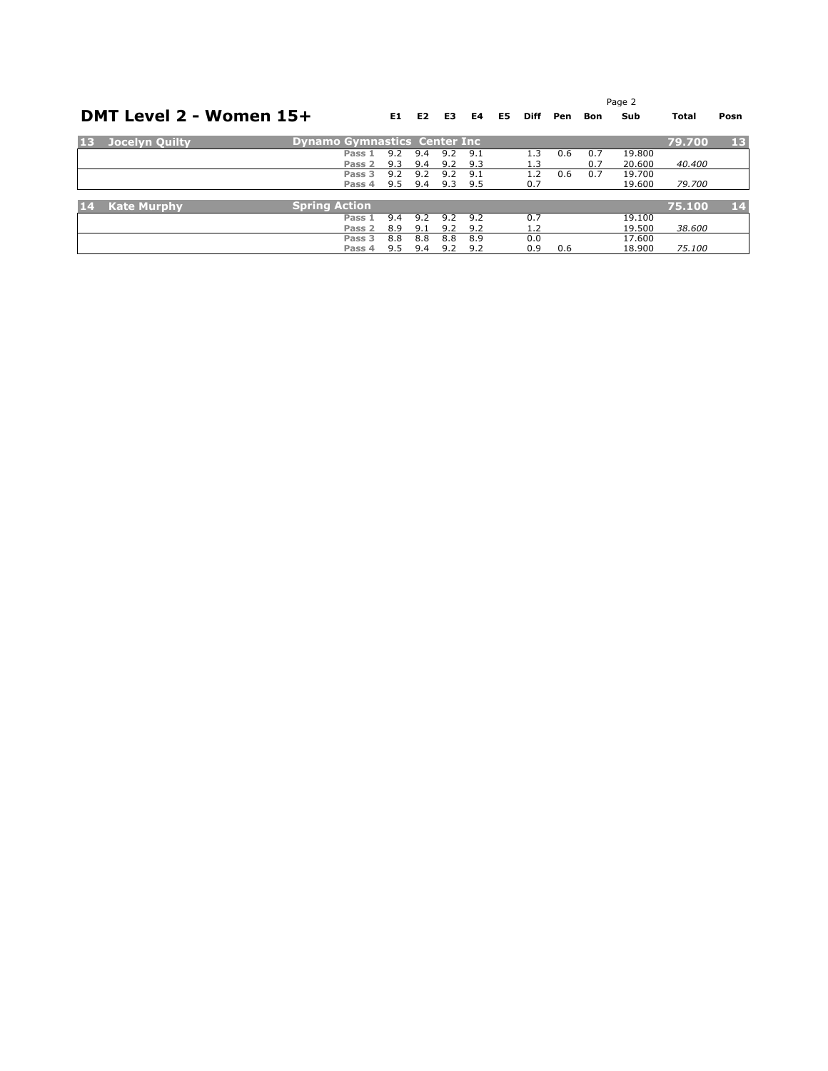## DMT Level 2 - Women 15+

| | | | E1 | E2 | E3 | E4 | E5 | Diff | Pen | Bon | Sub | Total | Posn |
|---|---|---|---|---|---|---|---|---|---|---|---|---|---|
| **13** | **Jocelyn Quilty** | **Dynamo Gymnastics Center Inc** | | | | | | | | | | **79.700** | **13** |
| | | Pass 1 | 9.2 | 9.4 | 9.2 | 9.1 | | 1.3 | 0.6 | 0.7 | 19.800 | | |
| | | Pass 2 | 9.3 | 9.4 | 9.2 | 9.3 | | 1.3 | | 0.7 | 20.600 | *40.400* | |
| | | Pass 3 | 9.2 | 9.2 | 9.2 | 9.1 | | 1.2 | 0.6 | 0.7 | 19.700 | | |
| | | Pass 4 | 9.5 | 9.4 | 9.3 | 9.5 | | 0.7 | | | 19.600 | *79.700* | |
| **14** | **Kate Murphy** | **Spring Action** | | | | | | | | | | **75.100** | **14** |
| | | Pass 1 | 9.4 | 9.2 | 9.2 | 9.2 | | 0.7 | | | 19.100 | | |
| | | Pass 2 | 8.9 | 9.1 | 9.2 | 9.2 | | 1.2 | | | 19.500 | *38.600* | |
| | | Pass 3 | 8.8 | 8.8 | 8.8 | 8.9 | | 0.0 | | | 17.600 | | |
| | | Pass 4 | 9.5 | 9.4 | 9.2 | 9.2 | | 0.9 | 0.6 | | 18.900 | *75.100* | |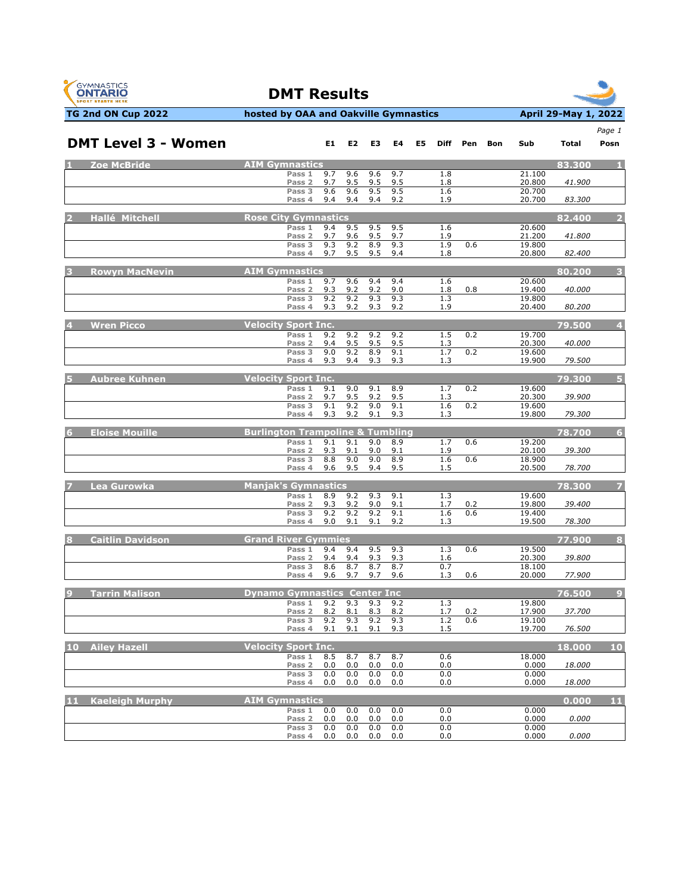# DMT Results

**TG 2nd ON Cup 2022** — hosted by OAA and Oakville Gymnastics — April 29-May 1, 2022

## DMT Level 3 - Women

| Posn | Name | Club / Pass | E1 | E2 | E3 | E4 | E5 | Diff | Pen | Bon | Sub | Total | Posn |
|---|---|---|---|---|---|---|---|---|---|---|---|---|---|
| 1 | Zoe McBride | AIM Gymnastics | | | | | | | | | | 83.300 | 1 |
| | | Pass 1 | 9.7 | 9.6 | 9.6 | 9.7 | | 1.8 | | | 21.100 | | |
| | | Pass 2 | 9.7 | 9.5 | 9.5 | 9.5 | | 1.8 | | | 20.800 | 41.900 | |
| | | Pass 3 | 9.6 | 9.6 | 9.5 | 9.5 | | 1.6 | | | 20.700 | | |
| | | Pass 4 | 9.4 | 9.4 | 9.4 | 9.2 | | 1.9 | | | 20.700 | 83.300 | |
| 2 | Hallé Mitchell | Rose City Gymnastics | | | | | | | | | | 82.400 | 2 |
| | | Pass 1 | 9.4 | 9.5 | 9.5 | 9.5 | | 1.6 | | | 20.600 | | |
| | | Pass 2 | 9.7 | 9.6 | 9.5 | 9.7 | | 1.9 | | | 21.200 | 41.800 | |
| | | Pass 3 | 9.3 | 9.2 | 8.9 | 9.3 | | 1.9 | 0.6 | | 19.800 | | |
| | | Pass 4 | 9.7 | 9.5 | 9.5 | 9.4 | | 1.8 | | | 20.800 | 82.400 | |
| 3 | Rowyn MacNevin | AIM Gymnastics | | | | | | | | | | 80.200 | 3 |
| | | Pass 1 | 9.7 | 9.6 | 9.4 | 9.4 | | 1.6 | | | 20.600 | | |
| | | Pass 2 | 9.3 | 9.2 | 9.2 | 9.0 | | 1.8 | 0.8 | | 19.400 | 40.000 | |
| | | Pass 3 | 9.2 | 9.2 | 9.3 | 9.3 | | 1.3 | | | 19.800 | | |
| | | Pass 4 | 9.3 | 9.2 | 9.3 | 9.2 | | 1.9 | | | 20.400 | 80.200 | |
| 4 | Wren Picco | Velocity Sport Inc. | | | | | | | | | | 79.500 | 4 |
| | | Pass 1 | 9.2 | 9.2 | 9.2 | 9.2 | | 1.5 | 0.2 | | 19.700 | | |
| | | Pass 2 | 9.4 | 9.5 | 9.5 | 9.5 | | 1.3 | | | 20.300 | 40.000 | |
| | | Pass 3 | 9.0 | 9.2 | 8.9 | 9.1 | | 1.7 | 0.2 | | 19.600 | | |
| | | Pass 4 | 9.3 | 9.4 | 9.3 | 9.3 | | 1.3 | | | 19.900 | 79.500 | |
| 5 | Aubree Kuhnen | Velocity Sport Inc. | | | | | | | | | | 79.300 | 5 |
| | | Pass 1 | 9.1 | 9.0 | 9.1 | 8.9 | | 1.7 | 0.2 | | 19.600 | | |
| | | Pass 2 | 9.7 | 9.5 | 9.2 | 9.5 | | 1.3 | | | 20.300 | 39.900 | |
| | | Pass 3 | 9.1 | 9.2 | 9.0 | 9.1 | | 1.6 | 0.2 | | 19.600 | | |
| | | Pass 4 | 9.3 | 9.2 | 9.1 | 9.3 | | 1.3 | | | 19.800 | 79.300 | |
| 6 | Eloise Mouille | Burlington Trampoline & Tumbling | | | | | | | | | | 78.700 | 6 |
| | | Pass 1 | 9.1 | 9.1 | 9.0 | 8.9 | | 1.7 | 0.6 | | 19.200 | | |
| | | Pass 2 | 9.3 | 9.1 | 9.0 | 9.1 | | 1.9 | | | 20.100 | 39.300 | |
| | | Pass 3 | 8.8 | 9.0 | 9.0 | 8.9 | | 1.6 | 0.6 | | 18.900 | | |
| | | Pass 4 | 9.6 | 9.5 | 9.4 | 9.5 | | 1.5 | | | 20.500 | 78.700 | |
| 7 | Lea Gurowka | Manjak's Gymnastics | | | | | | | | | | 78.300 | 7 |
| | | Pass 1 | 8.9 | 9.2 | 9.3 | 9.1 | | 1.3 | | | 19.600 | | |
| | | Pass 2 | 9.3 | 9.2 | 9.0 | 9.1 | | 1.7 | 0.2 | | 19.800 | 39.400 | |
| | | Pass 3 | 9.2 | 9.2 | 9.2 | 9.1 | | 1.6 | 0.6 | | 19.400 | | |
| | | Pass 4 | 9.0 | 9.1 | 9.1 | 9.2 | | 1.3 | | | 19.500 | 78.300 | |
| 8 | Caitlin Davidson | Grand River Gymmies | | | | | | | | | | 77.900 | 8 |
| | | Pass 1 | 9.4 | 9.4 | 9.5 | 9.3 | | 1.3 | 0.6 | | 19.500 | | |
| | | Pass 2 | 9.4 | 9.4 | 9.3 | 9.3 | | 1.6 | | | 20.300 | 39.800 | |
| | | Pass 3 | 8.6 | 8.7 | 8.7 | 8.7 | | 0.7 | | | 18.100 | | |
| | | Pass 4 | 9.6 | 9.7 | 9.7 | 9.6 | | 1.3 | 0.6 | | 20.000 | 77.900 | |
| 9 | Tarrin Malison | Dynamo Gymnastics Center Inc | | | | | | | | | | 76.500 | 9 |
| | | Pass 1 | 9.2 | 9.3 | 9.3 | 9.2 | | 1.3 | | | 19.800 | | |
| | | Pass 2 | 8.2 | 8.1 | 8.3 | 8.2 | | 1.7 | 0.2 | | 17.900 | 37.700 | |
| | | Pass 3 | 9.2 | 9.3 | 9.2 | 9.3 | | 1.2 | 0.6 | | 19.100 | | |
| | | Pass 4 | 9.1 | 9.1 | 9.1 | 9.3 | | 1.5 | | | 19.700 | 76.500 | |
| 10 | Ailey Hazell | Velocity Sport Inc. | | | | | | | | | | 18.000 | 10 |
| | | Pass 1 | 8.5 | 8.7 | 8.7 | 8.7 | | 0.6 | | | 18.000 | | |
| | | Pass 2 | 0.0 | 0.0 | 0.0 | 0.0 | | 0.0 | | | 0.000 | 18.000 | |
| | | Pass 3 | 0.0 | 0.0 | 0.0 | 0.0 | | 0.0 | | | 0.000 | | |
| | | Pass 4 | 0.0 | 0.0 | 0.0 | 0.0 | | 0.0 | | | 0.000 | 18.000 | |
| 11 | Kaeleigh Murphy | AIM Gymnastics | | | | | | | | | | 0.000 | 11 |
| | | Pass 1 | 0.0 | 0.0 | 0.0 | 0.0 | | 0.0 | | | 0.000 | | |
| | | Pass 2 | 0.0 | 0.0 | 0.0 | 0.0 | | 0.0 | | | 0.000 | 0.000 | |
| | | Pass 3 | 0.0 | 0.0 | 0.0 | 0.0 | | 0.0 | | | 0.000 | | |
| | | Pass 4 | 0.0 | 0.0 | 0.0 | 0.0 | | 0.0 | | | 0.000 | 0.000 | |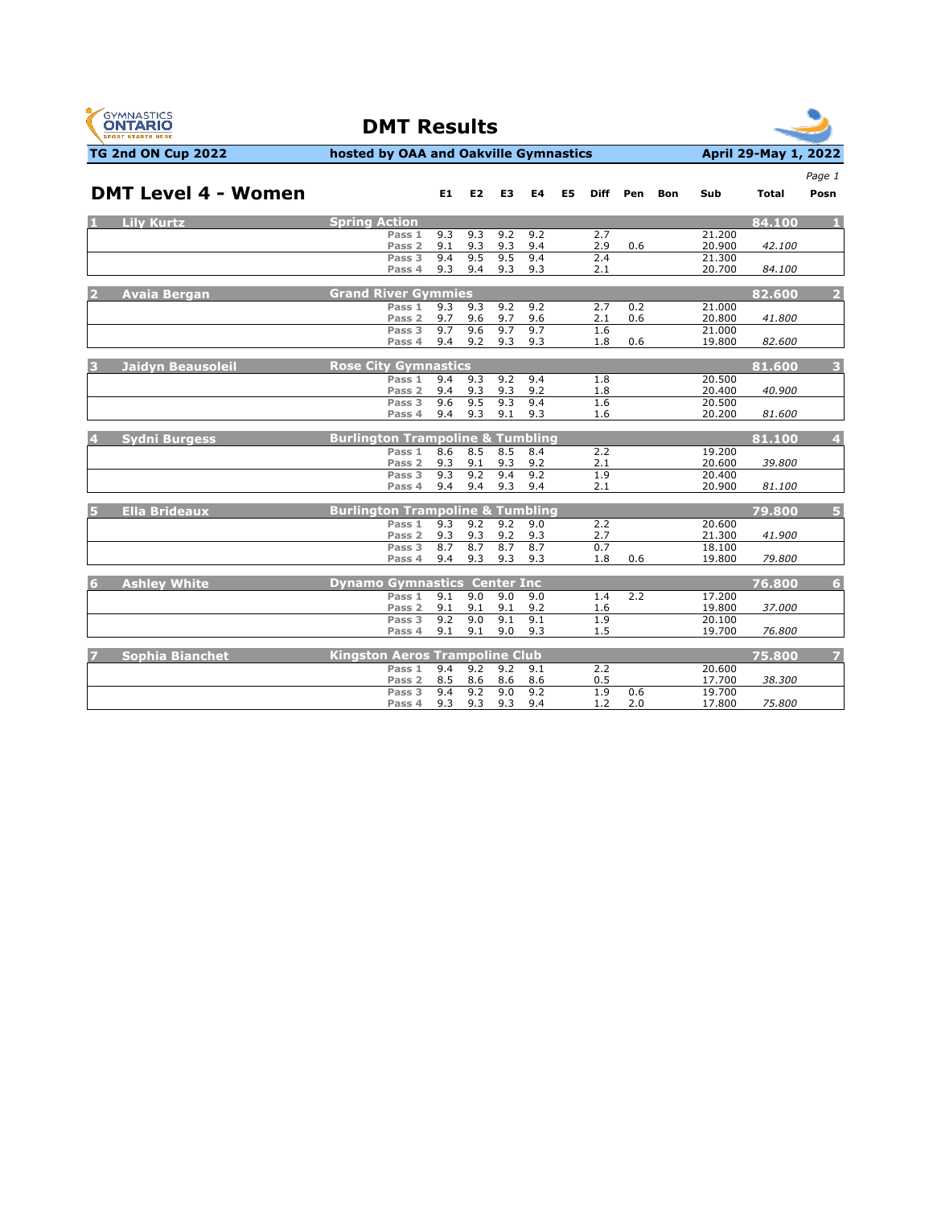# DMT Results

**TG 2nd ON Cup 2022** | **hosted by OAA and Oakville Gymnastics** | **April 29-May 1, 2022**

## DMT Level 4 - Women

| Posn | Name | Club | | E1 | E2 | E3 | E4 | E5 | Diff | Pen | Bon | Sub | Total | Posn |
|---|---|---|---|---|---|---|---|---|---|---|---|---|---|---|
| 1 | Lily Kurtz | Spring Action | | | | | | | | | | | 84.100 | 1 |
| | | | Pass 1 | 9.3 | 9.3 | 9.2 | 9.2 | | 2.7 | | | 21.200 | | |
| | | | Pass 2 | 9.1 | 9.3 | 9.3 | 9.4 | | 2.9 | 0.6 | | 20.900 | *42.100* | |
| | | | Pass 3 | 9.4 | 9.5 | 9.5 | 9.4 | | 2.4 | | | 21.300 | | |
| | | | Pass 4 | 9.3 | 9.4 | 9.3 | 9.3 | | 2.1 | | | 20.700 | *84.100* | |
| 2 | Avaia Bergan | Grand River Gymmies | | | | | | | | | | | 82.600 | 2 |
| | | | Pass 1 | 9.3 | 9.3 | 9.2 | 9.2 | | 2.7 | 0.2 | | 21.000 | | |
| | | | Pass 2 | 9.7 | 9.6 | 9.7 | 9.6 | | 2.1 | 0.6 | | 20.800 | *41.800* | |
| | | | Pass 3 | 9.7 | 9.6 | 9.7 | 9.7 | | 1.6 | | | 21.000 | | |
| | | | Pass 4 | 9.4 | 9.2 | 9.3 | 9.3 | | 1.8 | 0.6 | | 19.800 | *82.600* | |
| 3 | Jaidyn Beausoleil | Rose City Gymnastics | | | | | | | | | | | 81.600 | 3 |
| | | | Pass 1 | 9.4 | 9.3 | 9.2 | 9.4 | | 1.8 | | | 20.500 | | |
| | | | Pass 2 | 9.4 | 9.3 | 9.3 | 9.2 | | 1.8 | | | 20.400 | *40.900* | |
| | | | Pass 3 | 9.6 | 9.5 | 9.3 | 9.4 | | 1.6 | | | 20.500 | | |
| | | | Pass 4 | 9.4 | 9.3 | 9.1 | 9.3 | | 1.6 | | | 20.200 | *81.600* | |
| 4 | Sydni Burgess | Burlington Trampoline & Tumbling | | | | | | | | | | | 81.100 | 4 |
| | | | Pass 1 | 8.6 | 8.5 | 8.5 | 8.4 | | 2.2 | | | 19.200 | | |
| | | | Pass 2 | 9.3 | 9.1 | 9.3 | 9.2 | | 2.1 | | | 20.600 | *39.800* | |
| | | | Pass 3 | 9.3 | 9.2 | 9.4 | 9.2 | | 1.9 | | | 20.400 | | |
| | | | Pass 4 | 9.4 | 9.4 | 9.3 | 9.4 | | 2.1 | | | 20.900 | *81.100* | |
| 5 | Ella Brideaux | Burlington Trampoline & Tumbling | | | | | | | | | | | 79.800 | 5 |
| | | | Pass 1 | 9.3 | 9.2 | 9.2 | 9.0 | | 2.2 | | | 20.600 | | |
| | | | Pass 2 | 9.3 | 9.3 | 9.2 | 9.3 | | 2.7 | | | 21.300 | *41.900* | |
| | | | Pass 3 | 8.7 | 8.7 | 8.7 | 8.7 | | 0.7 | | | 18.100 | | |
| | | | Pass 4 | 9.4 | 9.3 | 9.3 | 9.3 | | 1.8 | 0.6 | | 19.800 | *79.800* | |
| 6 | Ashley White | Dynamo Gymnastics Center Inc | | | | | | | | | | | 76.800 | 6 |
| | | | Pass 1 | 9.1 | 9.0 | 9.0 | 9.0 | | 1.4 | 2.2 | | 17.200 | | |
| | | | Pass 2 | 9.1 | 9.1 | 9.1 | 9.2 | | 1.6 | | | 19.800 | *37.000* | |
| | | | Pass 3 | 9.2 | 9.0 | 9.1 | 9.1 | | 1.9 | | | 20.100 | | |
| | | | Pass 4 | 9.1 | 9.1 | 9.0 | 9.3 | | 1.5 | | | 19.700 | *76.800* | |
| 7 | Sophia Bianchet | Kingston Aeros Trampoline Club | | | | | | | | | | | 75.800 | 7 |
| | | | Pass 1 | 9.4 | 9.2 | 9.2 | 9.1 | | 2.2 | | | 20.600 | | |
| | | | Pass 2 | 8.5 | 8.6 | 8.6 | 8.6 | | 0.5 | | | 17.700 | *38.300* | |
| | | | Pass 3 | 9.4 | 9.2 | 9.0 | 9.2 | | 1.9 | 0.6 | | 19.700 | | |
| | | | Pass 4 | 9.3 | 9.3 | 9.3 | 9.4 | | 1.2 | 2.0 | | 17.800 | *75.800* | |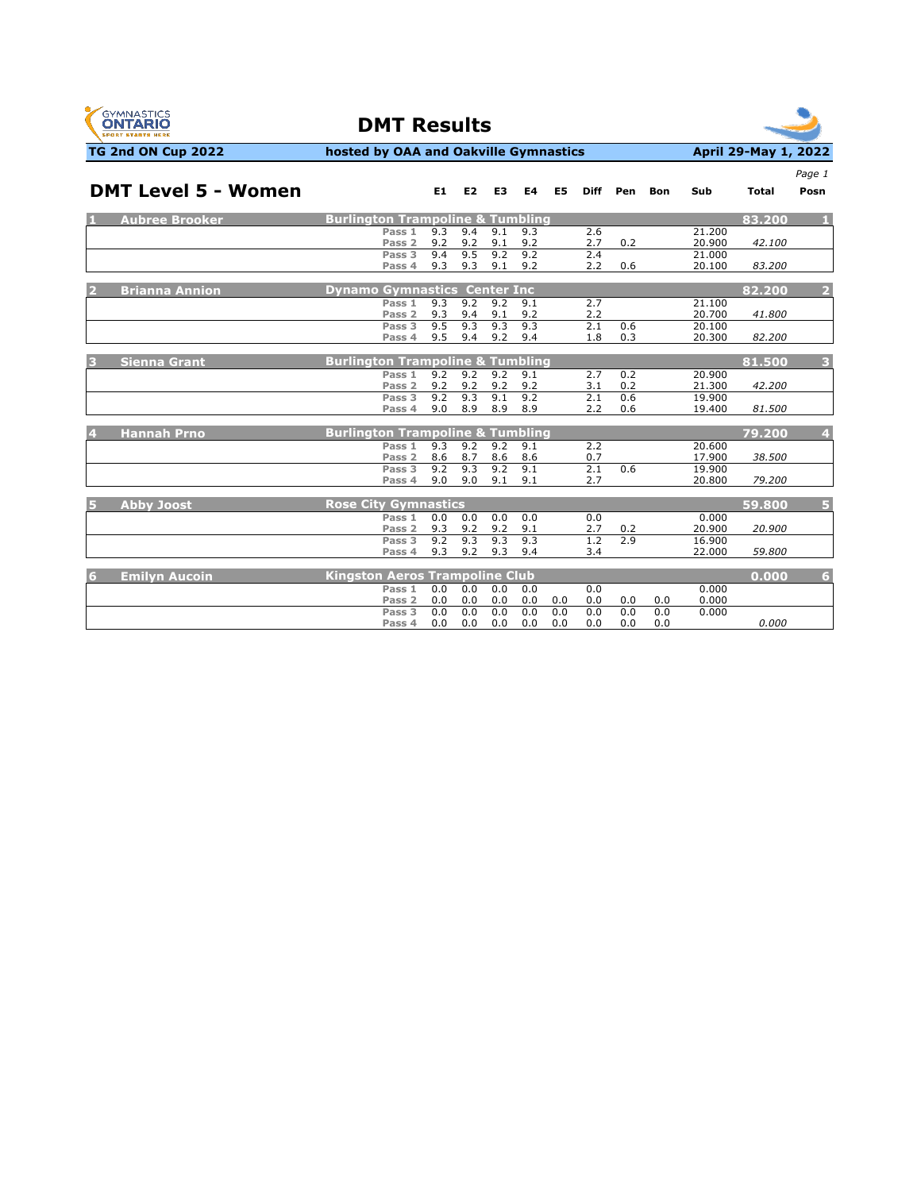# DMT Results

**TG 2nd ON Cup 2022** — hosted by OAA and Oakville Gymnastics — April 29-May 1, 2022

## DMT Level 5 - Women

| Posn | Name | Club | Pass | E1 | E2 | E3 | E4 | E5 | Diff | Pen | Bon | Sub | Total | Posn |
|---|---|---|---|---|---|---|---|---|---|---|---|---|---|---|
| 1 | Aubree Brooker | Burlington Trampoline & Tumbling | | | | | | | | | | | 83.200 | 1 |
| | | | Pass 1 | 9.3 | 9.4 | 9.1 | 9.3 | | 2.6 | | | 21.200 | | |
| | | | Pass 2 | 9.2 | 9.2 | 9.1 | 9.2 | | 2.7 | 0.2 | | 20.900 | *42.100* | |
| | | | Pass 3 | 9.4 | 9.5 | 9.2 | 9.2 | | 2.4 | | | 21.000 | | |
| | | | Pass 4 | 9.3 | 9.3 | 9.1 | 9.2 | | 2.2 | 0.6 | | 20.100 | *83.200* | |
| 2 | Brianna Annion | Dynamo Gymnastics Center Inc | | | | | | | | | | | 82.200 | 2 |
| | | | Pass 1 | 9.3 | 9.2 | 9.2 | 9.1 | | 2.7 | | | 21.100 | | |
| | | | Pass 2 | 9.3 | 9.4 | 9.1 | 9.2 | | 2.2 | | | 20.700 | *41.800* | |
| | | | Pass 3 | 9.5 | 9.3 | 9.3 | 9.3 | | 2.1 | 0.6 | | 20.100 | | |
| | | | Pass 4 | 9.5 | 9.4 | 9.2 | 9.4 | | 1.8 | 0.3 | | 20.300 | *82.200* | |
| 3 | Sienna Grant | Burlington Trampoline & Tumbling | | | | | | | | | | | 81.500 | 3 |
| | | | Pass 1 | 9.2 | 9.2 | 9.2 | 9.1 | | 2.7 | 0.2 | | 20.900 | | |
| | | | Pass 2 | 9.2 | 9.2 | 9.2 | 9.2 | | 3.1 | 0.2 | | 21.300 | *42.200* | |
| | | | Pass 3 | 9.2 | 9.3 | 9.1 | 9.2 | | 2.1 | 0.6 | | 19.900 | | |
| | | | Pass 4 | 9.0 | 8.9 | 8.9 | 8.9 | | 2.2 | 0.6 | | 19.400 | *81.500* | |
| 4 | Hannah Prno | Burlington Trampoline & Tumbling | | | | | | | | | | | 79.200 | 4 |
| | | | Pass 1 | 9.3 | 9.2 | 9.2 | 9.1 | | 2.2 | | | 20.600 | | |
| | | | Pass 2 | 8.6 | 8.7 | 8.6 | 8.6 | | 0.7 | | | 17.900 | *38.500* | |
| | | | Pass 3 | 9.2 | 9.3 | 9.2 | 9.1 | | 2.1 | 0.6 | | 19.900 | | |
| | | | Pass 4 | 9.0 | 9.0 | 9.1 | 9.1 | | 2.7 | | | 20.800 | *79.200* | |
| 5 | Abby Joost | Rose City Gymnastics | | | | | | | | | | | 59.800 | 5 |
| | | | Pass 1 | 0.0 | 0.0 | 0.0 | 0.0 | | 0.0 | | | 0.000 | | |
| | | | Pass 2 | 9.3 | 9.2 | 9.2 | 9.1 | | 2.7 | 0.2 | | 20.900 | *20.900* | |
| | | | Pass 3 | 9.2 | 9.3 | 9.3 | 9.3 | | 1.2 | 2.9 | | 16.900 | | |
| | | | Pass 4 | 9.3 | 9.2 | 9.3 | 9.4 | | 3.4 | | | 22.000 | *59.800* | |
| 6 | Emilyn Aucoin | Kingston Aeros Trampoline Club | | | | | | | | | | | 0.000 | 6 |
| | | | Pass 1 | 0.0 | 0.0 | 0.0 | 0.0 | | 0.0 | | | 0.000 | | |
| | | | Pass 2 | 0.0 | 0.0 | 0.0 | 0.0 | 0.0 | 0.0 | 0.0 | 0.0 | 0.000 | | |
| | | | Pass 3 | 0.0 | 0.0 | 0.0 | 0.0 | 0.0 | 0.0 | 0.0 | 0.0 | 0.000 | | |
| | | | Pass 4 | 0.0 | 0.0 | 0.0 | 0.0 | 0.0 | 0.0 | 0.0 | 0.0 | | *0.000* | |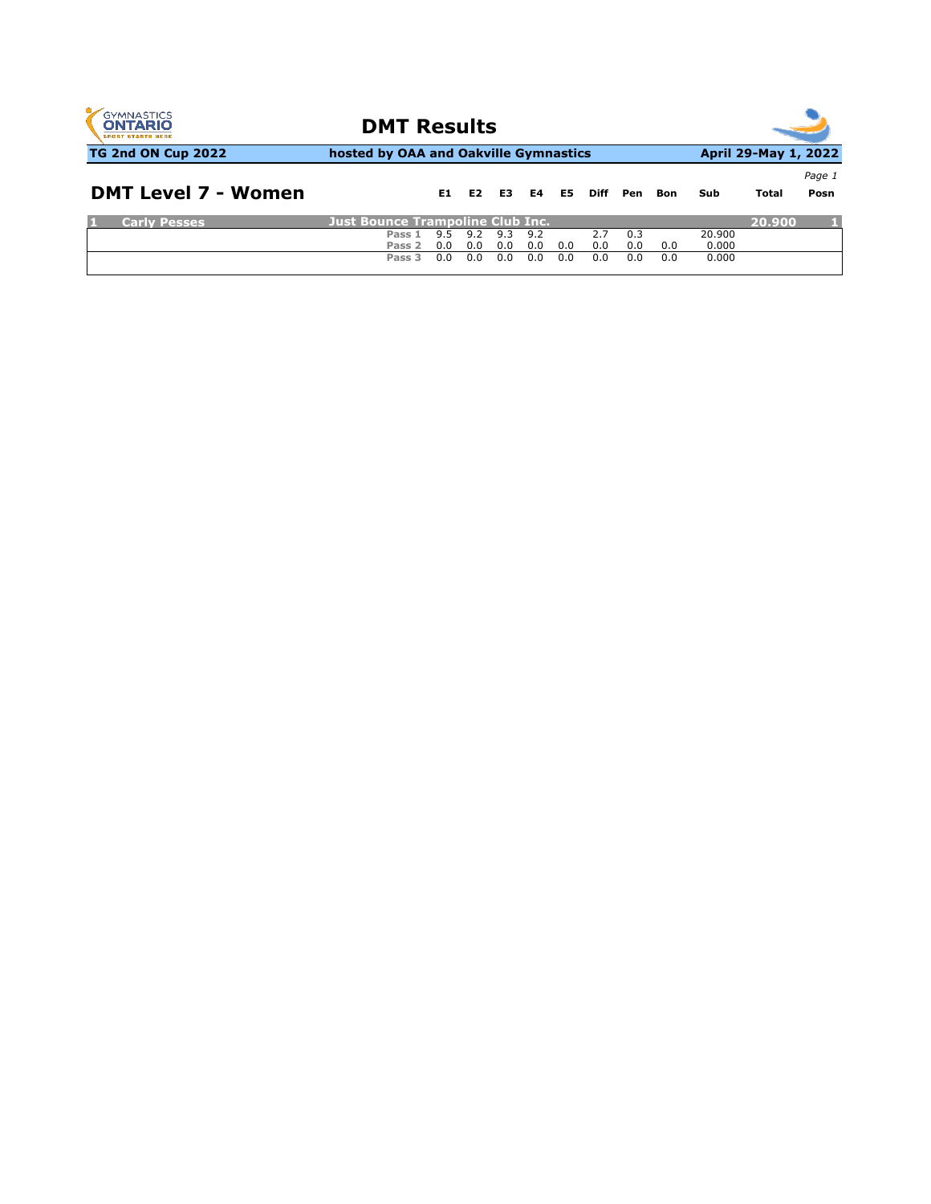# DMT Results

**TG 2nd ON Cup 2022** | **hosted by OAA and Oakville Gymnastics** | **April 29-May 1, 2022**

## DMT Level 7 - Women

| | | | E1 | E2 | E3 | E4 | E5 | Diff | Pen | Bon | Sub | Total | Posn |
|---|---|---|---|---|---|---|---|---|---|---|---|---|---|
| 1 | Carly Pesses | Just Bounce Trampoline Club Inc. | | | | | | | | | | 20.900 | 1 |
| | | Pass 1 | 9.5 | 9.2 | 9.3 | 9.2 | | 2.7 | 0.3 | | 20.900 | | |
| | | Pass 2 | 0.0 | 0.0 | 0.0 | 0.0 | 0.0 | 0.0 | 0.0 | 0.0 | 0.000 | | |
| | | Pass 3 | 0.0 | 0.0 | 0.0 | 0.0 | 0.0 | 0.0 | 0.0 | 0.0 | 0.000 | | |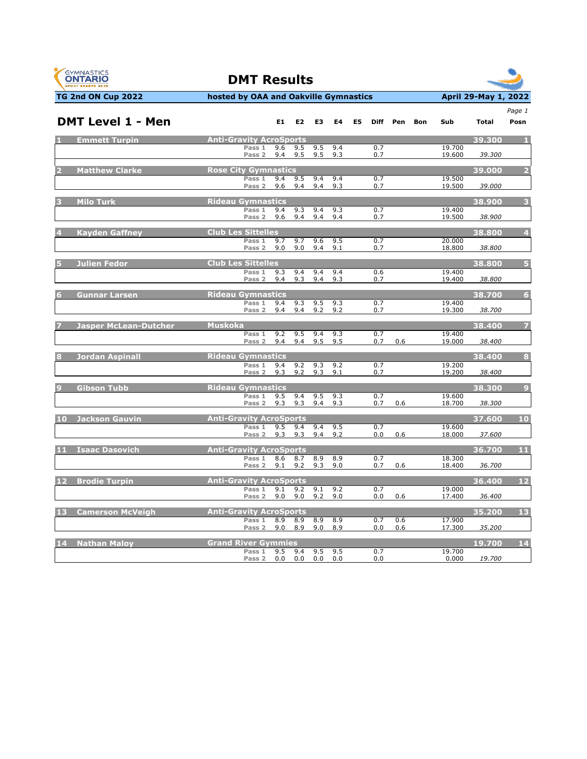# DMT Results

**TG 2nd ON Cup 2022** | **hosted by OAA and Oakville Gymnastics** | **April 29-May 1, 2022**

## DMT Level 1 - Men

| # | Name | Club / Pass | E1 | E2 | E3 | E4 | E5 | Diff | Pen | Bon | Sub | Total | Posn |
|---|---|---|---|---|---|---|---|---|---|---|---|---|---|
| 1 | Emmett Turpin | Anti-Gravity AcroSports | | | | | | | | | | 39.300 | 1 |
| | | Pass 1 | 9.6 | 9.5 | 9.5 | 9.4 | | 0.7 | | | 19.700 | | |
| | | Pass 2 | 9.4 | 9.5 | 9.5 | 9.3 | | 0.7 | | | 19.600 | 39.300 | |
| 2 | Matthew Clarke | Rose City Gymnastics | | | | | | | | | | 39.000 | 2 |
| | | Pass 1 | 9.4 | 9.5 | 9.4 | 9.4 | | 0.7 | | | 19.500 | | |
| | | Pass 2 | 9.6 | 9.4 | 9.4 | 9.3 | | 0.7 | | | 19.500 | 39.000 | |
| 3 | Milo Turk | Rideau Gymnastics | | | | | | | | | | 38.900 | 3 |
| | | Pass 1 | 9.4 | 9.3 | 9.4 | 9.3 | | 0.7 | | | 19.400 | | |
| | | Pass 2 | 9.6 | 9.4 | 9.4 | 9.4 | | 0.7 | | | 19.500 | 38.900 | |
| 4 | Kayden Gaffney | Club Les Sittelles | | | | | | | | | | 38.800 | 4 |
| | | Pass 1 | 9.7 | 9.7 | 9.6 | 9.5 | | 0.7 | | | 20.000 | | |
| | | Pass 2 | 9.0 | 9.0 | 9.4 | 9.1 | | 0.7 | | | 18.800 | 38.800 | |
| 5 | Julien Fedor | Club Les Sittelles | | | | | | | | | | 38.800 | 5 |
| | | Pass 1 | 9.3 | 9.4 | 9.4 | 9.4 | | 0.6 | | | 19.400 | | |
| | | Pass 2 | 9.4 | 9.3 | 9.4 | 9.3 | | 0.7 | | | 19.400 | 38.800 | |
| 6 | Gunnar Larsen | Rideau Gymnastics | | | | | | | | | | 38.700 | 6 |
| | | Pass 1 | 9.4 | 9.3 | 9.5 | 9.3 | | 0.7 | | | 19.400 | | |
| | | Pass 2 | 9.4 | 9.4 | 9.2 | 9.2 | | 0.7 | | | 19.300 | 38.700 | |
| 7 | Jasper McLean-Dutcher | Muskoka | | | | | | | | | | 38.400 | 7 |
| | | Pass 1 | 9.2 | 9.5 | 9.4 | 9.3 | | 0.7 | | | 19.400 | | |
| | | Pass 2 | 9.4 | 9.4 | 9.5 | 9.5 | | 0.7 | 0.6 | | 19.000 | 38.400 | |
| 8 | Jordan Aspinall | Rideau Gymnastics | | | | | | | | | | 38.400 | 8 |
| | | Pass 1 | 9.4 | 9.2 | 9.3 | 9.2 | | 0.7 | | | 19.200 | | |
| | | Pass 2 | 9.3 | 9.2 | 9.3 | 9.1 | | 0.7 | | | 19.200 | 38.400 | |
| 9 | Gibson Tubb | Rideau Gymnastics | | | | | | | | | | 38.300 | 9 |
| | | Pass 1 | 9.5 | 9.4 | 9.5 | 9.3 | | 0.7 | | | 19.600 | | |
| | | Pass 2 | 9.3 | 9.3 | 9.4 | 9.3 | | 0.7 | 0.6 | | 18.700 | 38.300 | |
| 10 | Jackson Gauvin | Anti-Gravity AcroSports | | | | | | | | | | 37.600 | 10 |
| | | Pass 1 | 9.5 | 9.4 | 9.4 | 9.5 | | 0.7 | | | 19.600 | | |
| | | Pass 2 | 9.3 | 9.3 | 9.4 | 9.2 | | 0.0 | 0.6 | | 18.000 | 37.600 | |
| 11 | Isaac Dasovich | Anti-Gravity AcroSports | | | | | | | | | | 36.700 | 11 |
| | | Pass 1 | 8.6 | 8.7 | 8.9 | 8.9 | | 0.7 | | | 18.300 | | |
| | | Pass 2 | 9.1 | 9.2 | 9.3 | 9.0 | | 0.7 | 0.6 | | 18.400 | 36.700 | |
| 12 | Brodie Turpin | Anti-Gravity AcroSports | | | | | | | | | | 36.400 | 12 |
| | | Pass 1 | 9.1 | 9.2 | 9.1 | 9.2 | | 0.7 | | | 19.000 | | |
| | | Pass 2 | 9.0 | 9.0 | 9.2 | 9.0 | | 0.0 | 0.6 | | 17.400 | 36.400 | |
| 13 | Camerson McVeigh | Anti-Gravity AcroSports | | | | | | | | | | 35.200 | 13 |
| | | Pass 1 | 8.9 | 8.9 | 8.9 | 8.9 | | 0.7 | 0.6 | | 17.900 | | |
| | | Pass 2 | 9.0 | 8.9 | 9.0 | 8.9 | | 0.0 | 0.6 | | 17.300 | 35.200 | |
| 14 | Nathan Maloy | Grand River Gymmies | | | | | | | | | | 19.700 | 14 |
| | | Pass 1 | 9.5 | 9.4 | 9.5 | 9.5 | | 0.7 | | | 19.700 | | |
| | | Pass 2 | 0.0 | 0.0 | 0.0 | 0.0 | | 0.0 | | | 0.000 | 19.700 | |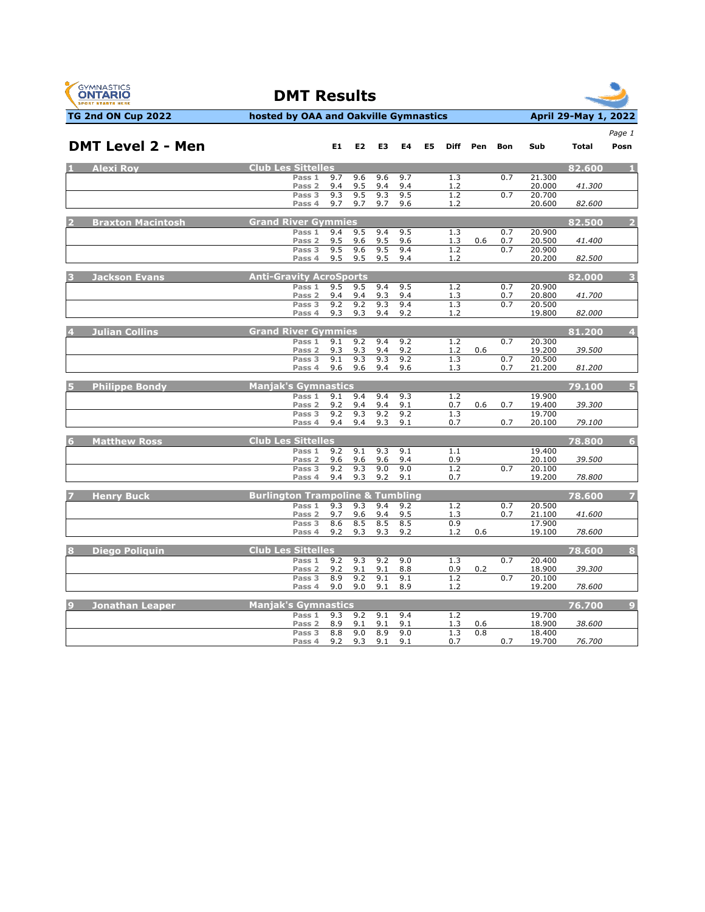# DMT Results

**TG 2nd ON Cup 2022** — **hosted by OAA and Oakville Gymnastics** — **April 29-May 1, 2022**

## DMT Level 2 - Men

| | Name | Club | | E1 | E2 | E3 | E4 | E5 | Diff | Pen | Bon | Sub | Total | Posn |
|---|---|---|---|---|---|---|---|---|---|---|---|---|---|---|
| **1** | **Alexi Roy** | **Club Les Sittelles** | | | | | | | | | | | **82.600** | **1** |
| | | | Pass 1 | 9.7 | 9.6 | 9.6 | 9.7 | | 1.3 | | 0.7 | 21.300 | | |
| | | | Pass 2 | 9.4 | 9.5 | 9.4 | 9.4 | | 1.2 | | | 20.000 | *41.300* | |
| | | | Pass 3 | 9.3 | 9.5 | 9.3 | 9.5 | | 1.2 | | 0.7 | 20.700 | | |
| | | | Pass 4 | 9.7 | 9.7 | 9.7 | 9.6 | | 1.2 | | | 20.600 | *82.600* | |
| **2** | **Braxton Macintosh** | **Grand River Gymmies** | | | | | | | | | | | **82.500** | **2** |
| | | | Pass 1 | 9.4 | 9.5 | 9.4 | 9.5 | | 1.3 | | 0.7 | 20.900 | | |
| | | | Pass 2 | 9.5 | 9.6 | 9.5 | 9.6 | | 1.3 | 0.6 | 0.7 | 20.500 | *41.400* | |
| | | | Pass 3 | 9.5 | 9.6 | 9.5 | 9.4 | | 1.2 | | 0.7 | 20.900 | | |
| | | | Pass 4 | 9.5 | 9.5 | 9.5 | 9.4 | | 1.2 | | | 20.200 | *82.500* | |
| **3** | **Jackson Evans** | **Anti-Gravity AcroSports** | | | | | | | | | | | **82.000** | **3** |
| | | | Pass 1 | 9.5 | 9.5 | 9.4 | 9.5 | | 1.2 | | 0.7 | 20.900 | | |
| | | | Pass 2 | 9.4 | 9.4 | 9.3 | 9.4 | | 1.3 | | 0.7 | 20.800 | *41.700* | |
| | | | Pass 3 | 9.2 | 9.2 | 9.3 | 9.4 | | 1.3 | | 0.7 | 20.500 | | |
| | | | Pass 4 | 9.3 | 9.3 | 9.4 | 9.2 | | 1.2 | | | 19.800 | *82.000* | |
| **4** | **Julian Collins** | **Grand River Gymmies** | | | | | | | | | | | **81.200** | **4** |
| | | | Pass 1 | 9.1 | 9.2 | 9.4 | 9.2 | | 1.2 | | 0.7 | 20.300 | | |
| | | | Pass 2 | 9.3 | 9.3 | 9.4 | 9.2 | | 1.2 | 0.6 | | 19.200 | *39.500* | |
| | | | Pass 3 | 9.1 | 9.3 | 9.3 | 9.2 | | 1.3 | | 0.7 | 20.500 | | |
| | | | Pass 4 | 9.6 | 9.6 | 9.4 | 9.6 | | 1.3 | | 0.7 | 21.200 | *81.200* | |
| **5** | **Philippe Bondy** | **Manjak's Gymnastics** | | | | | | | | | | | **79.100** | **5** |
| | | | Pass 1 | 9.1 | 9.4 | 9.4 | 9.3 | | 1.2 | | | 19.900 | | |
| | | | Pass 2 | 9.2 | 9.4 | 9.4 | 9.1 | | 0.7 | 0.6 | 0.7 | 19.400 | *39.300* | |
| | | | Pass 3 | 9.2 | 9.3 | 9.2 | 9.2 | | 1.3 | | | 19.700 | | |
| | | | Pass 4 | 9.4 | 9.4 | 9.3 | 9.1 | | 0.7 | | 0.7 | 20.100 | *79.100* | |
| **6** | **Matthew Ross** | **Club Les Sittelles** | | | | | | | | | | | **78.800** | **6** |
| | | | Pass 1 | 9.2 | 9.1 | 9.3 | 9.1 | | 1.1 | | | 19.400 | | |
| | | | Pass 2 | 9.6 | 9.6 | 9.6 | 9.4 | | 0.9 | | | 20.100 | *39.500* | |
| | | | Pass 3 | 9.2 | 9.3 | 9.0 | 9.0 | | 1.2 | | 0.7 | 20.100 | | |
| | | | Pass 4 | 9.4 | 9.3 | 9.2 | 9.1 | | 0.7 | | | 19.200 | *78.800* | |
| **7** | **Henry Buck** | **Burlington Trampoline & Tumbling** | | | | | | | | | | | **78.600** | **7** |
| | | | Pass 1 | 9.3 | 9.3 | 9.4 | 9.2 | | 1.2 | | 0.7 | 20.500 | | |
| | | | Pass 2 | 9.7 | 9.6 | 9.4 | 9.5 | | 1.3 | | 0.7 | 21.100 | *41.600* | |
| | | | Pass 3 | 8.6 | 8.5 | 8.5 | 8.5 | | 0.9 | | | 17.900 | | |
| | | | Pass 4 | 9.2 | 9.3 | 9.3 | 9.2 | | 1.2 | 0.6 | | 19.100 | *78.600* | |
| **8** | **Diego Poliquin** | **Club Les Sittelles** | | | | | | | | | | | **78.600** | **8** |
| | | | Pass 1 | 9.2 | 9.3 | 9.2 | 9.0 | | 1.3 | | 0.7 | 20.400 | | |
| | | | Pass 2 | 9.2 | 9.1 | 9.1 | 8.8 | | 0.9 | 0.2 | | 18.900 | *39.300* | |
| | | | Pass 3 | 8.9 | 9.2 | 9.1 | 9.1 | | 1.2 | | 0.7 | 20.100 | | |
| | | | Pass 4 | 9.0 | 9.0 | 9.1 | 8.9 | | 1.2 | | | 19.200 | *78.600* | |
| **9** | **Jonathan Leaper** | **Manjak's Gymnastics** | | | | | | | | | | | **76.700** | **9** |
| | | | Pass 1 | 9.3 | 9.2 | 9.1 | 9.4 | | 1.2 | | | 19.700 | | |
| | | | Pass 2 | 8.9 | 9.1 | 9.1 | 9.1 | | 1.3 | 0.6 | | 18.900 | *38.600* | |
| | | | Pass 3 | 8.8 | 9.0 | 8.9 | 9.0 | | 1.3 | 0.8 | | 18.400 | | |
| | | | Pass 4 | 9.2 | 9.3 | 9.1 | 9.1 | | 0.7 | | 0.7 | 19.700 | *76.700* | |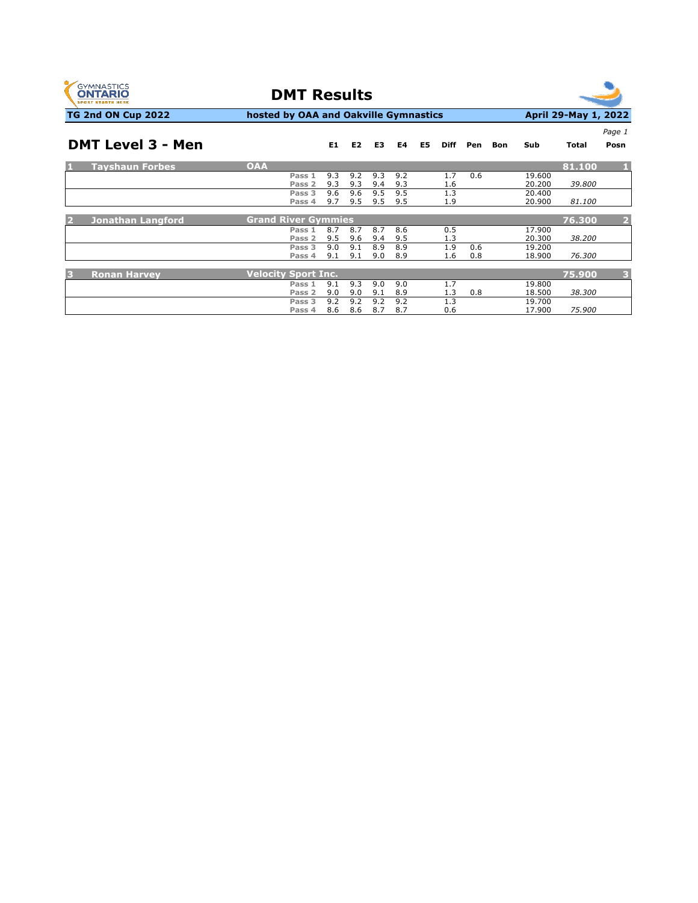# DMT Results

**TG 2nd ON Cup 2022** | **hosted by OAA and Oakville Gymnastics** | **April 29-May 1, 2022**

## DMT Level 3 - Men

| Posn | Name | Club | Pass | E1 | E2 | E3 | E4 | E5 | Diff | Pen | Bon | Sub | Total | Posn |
|---|---|---|---|---|---|---|---|---|---|---|---|---|---|---|
| 1 | Tayshaun Forbes | OAA | | | | | | | | | | | 81.100 | 1 |
| | | | Pass 1 | 9.3 | 9.2 | 9.3 | 9.2 | | 1.7 | 0.6 | | 19.600 | | |
| | | | Pass 2 | 9.3 | 9.3 | 9.4 | 9.3 | | 1.6 | | | 20.200 | *39.800* | |
| | | | Pass 3 | 9.6 | 9.6 | 9.5 | 9.5 | | 1.3 | | | 20.400 | | |
| | | | Pass 4 | 9.7 | 9.5 | 9.5 | 9.5 | | 1.9 | | | 20.900 | *81.100* | |
| 2 | Jonathan Langford | Grand River Gymmies | | | | | | | | | | | 76.300 | 2 |
| | | | Pass 1 | 8.7 | 8.7 | 8.7 | 8.6 | | 0.5 | | | 17.900 | | |
| | | | Pass 2 | 9.5 | 9.6 | 9.4 | 9.5 | | 1.3 | | | 20.300 | *38.200* | |
| | | | Pass 3 | 9.0 | 9.1 | 8.9 | 8.9 | | 1.9 | 0.6 | | 19.200 | | |
| | | | Pass 4 | 9.1 | 9.1 | 9.0 | 8.9 | | 1.6 | 0.8 | | 18.900 | *76.300* | |
| 3 | Ronan Harvey | Velocity Sport Inc. | | | | | | | | | | | 75.900 | 3 |
| | | | Pass 1 | 9.1 | 9.3 | 9.0 | 9.0 | | 1.7 | | | 19.800 | | |
| | | | Pass 2 | 9.0 | 9.0 | 9.1 | 8.9 | | 1.3 | 0.8 | | 18.500 | *38.300* | |
| | | | Pass 3 | 9.2 | 9.2 | 9.2 | 9.2 | | 1.3 | | | 19.700 | | |
| | | | Pass 4 | 8.6 | 8.6 | 8.7 | 8.7 | | 0.6 | | | 17.900 | *75.900* | |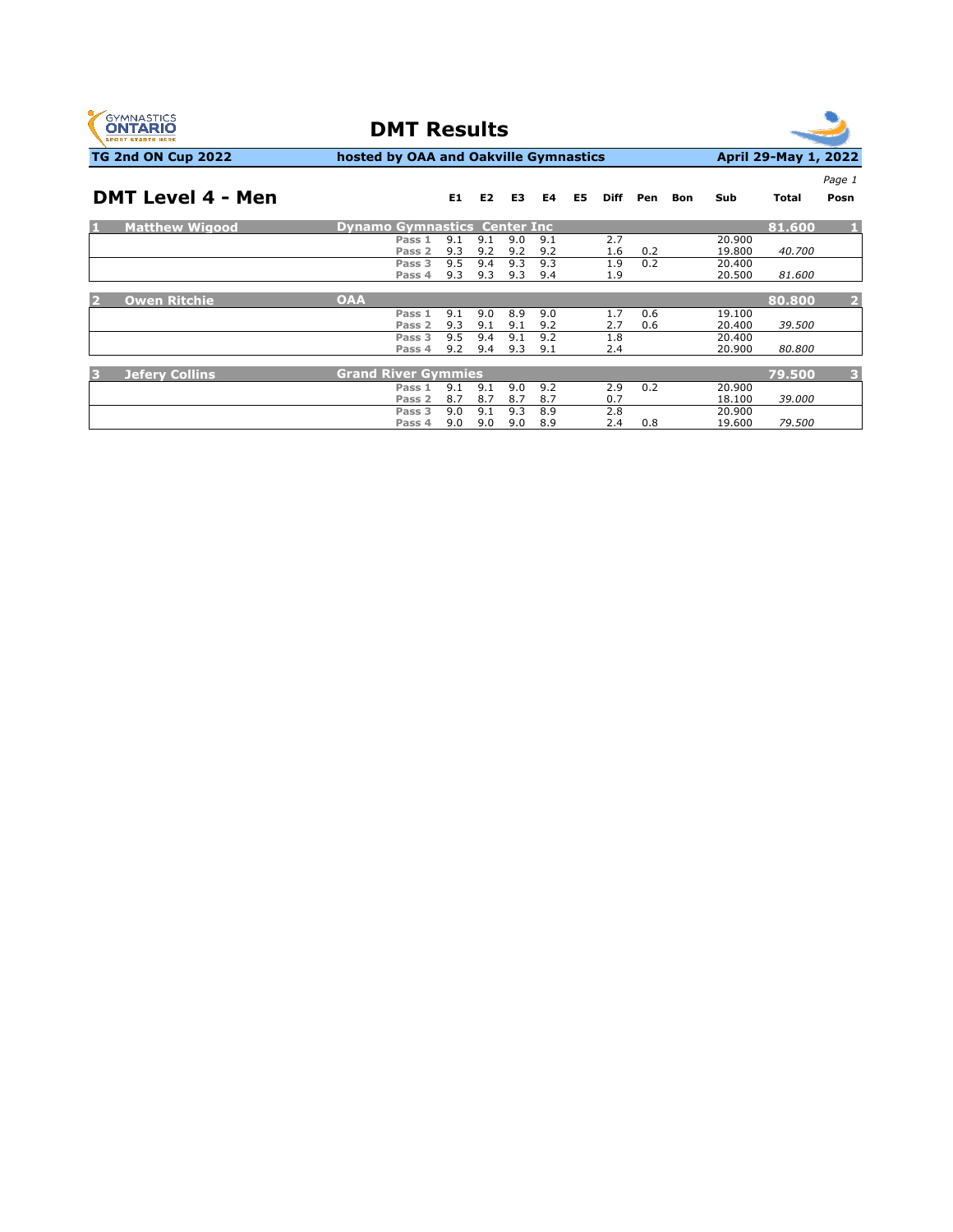# DMT Results

**TG 2nd ON Cup 2022** | **hosted by OAA and Oakville Gymnastics** | **April 29-May 1, 2022**

## DMT Level 4 - Men

| Posn | Name | Club | Pass | E1 | E2 | E3 | E4 | E5 | Diff | Pen | Bon | Sub | Total | Posn |
|---|---|---|---|---|---|---|---|---|---|---|---|---|---|---|
| 1 | Matthew Wigood | Dynamo Gymnastics Center Inc | | | | | | | | | | | 81.600 | 1 |
| | | | Pass 1 | 9.1 | 9.1 | 9.0 | 9.1 | | 2.7 | | | 20.900 | | |
| | | | Pass 2 | 9.3 | 9.2 | 9.2 | 9.2 | | 1.6 | 0.2 | | 19.800 | *40.700* | |
| | | | Pass 3 | 9.5 | 9.4 | 9.3 | 9.3 | | 1.9 | 0.2 | | 20.400 | | |
| | | | Pass 4 | 9.3 | 9.3 | 9.3 | 9.4 | | 1.9 | | | 20.500 | *81.600* | |
| 2 | Owen Ritchie | OAA | | | | | | | | | | | 80.800 | 2 |
| | | | Pass 1 | 9.1 | 9.0 | 8.9 | 9.0 | | 1.7 | 0.6 | | 19.100 | | |
| | | | Pass 2 | 9.3 | 9.1 | 9.1 | 9.2 | | 2.7 | 0.6 | | 20.400 | *39.500* | |
| | | | Pass 3 | 9.5 | 9.4 | 9.1 | 9.2 | | 1.8 | | | 20.400 | | |
| | | | Pass 4 | 9.2 | 9.4 | 9.3 | 9.1 | | 2.4 | | | 20.900 | *80.800* | |
| 3 | Jefery Collins | Grand River Gymmies | | | | | | | | | | | 79.500 | 3 |
| | | | Pass 1 | 9.1 | 9.1 | 9.0 | 9.2 | | 2.9 | 0.2 | | 20.900 | | |
| | | | Pass 2 | 8.7 | 8.7 | 8.7 | 8.7 | | 0.7 | | | 18.100 | *39.000* | |
| | | | Pass 3 | 9.0 | 9.1 | 9.3 | 8.9 | | 2.8 | | | 20.900 | | |
| | | | Pass 4 | 9.0 | 9.0 | 9.0 | 8.9 | | 2.4 | 0.8 | | 19.600 | *79.500* | |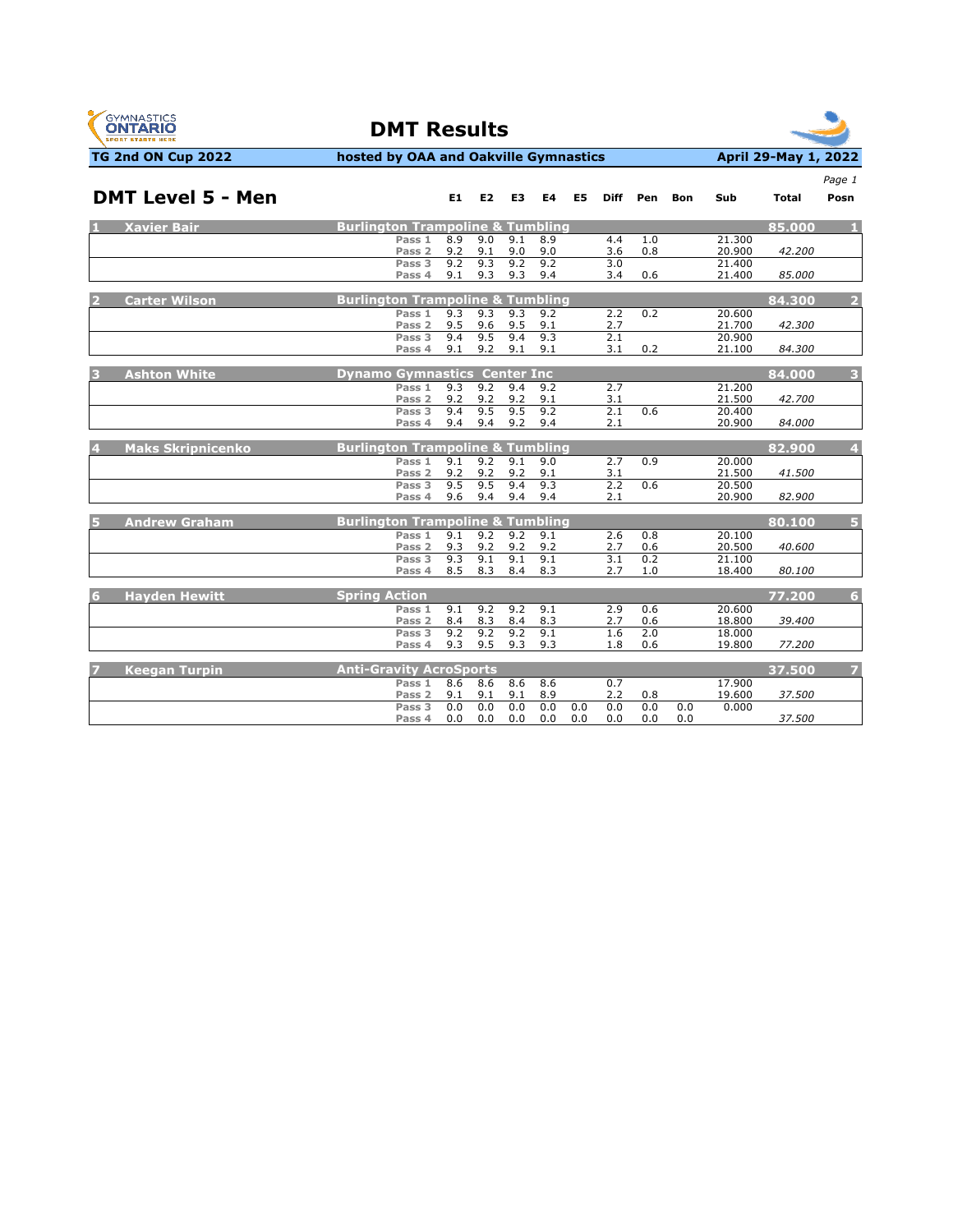# DMT Results

**TG 2nd ON Cup 2022** | **hosted by OAA and Oakville Gymnastics** | **April 29-May 1, 2022**

## DMT Level 5 - Men

| Posn | Name | Club / Pass | E1 | E2 | E3 | E4 | E5 | Diff | Pen | Bon | Sub | Total | Posn |
|---|---|---|---|---|---|---|---|---|---|---|---|---|---|
| 1 | Xavier Bair | Burlington Trampoline & Tumbling | | | | | | | | | | 85.000 | 1 |
| | | Pass 1 | 8.9 | 9.0 | 9.1 | 8.9 | | 4.4 | 1.0 | | 21.300 | | |
| | | Pass 2 | 9.2 | 9.1 | 9.0 | 9.0 | | 3.6 | 0.8 | | 20.900 | *42.200* | |
| | | Pass 3 | 9.2 | 9.3 | 9.2 | 9.2 | | 3.0 | | | 21.400 | | |
| | | Pass 4 | 9.1 | 9.3 | 9.3 | 9.4 | | 3.4 | 0.6 | | 21.400 | *85.000* | |
| 2 | Carter Wilson | Burlington Trampoline & Tumbling | | | | | | | | | | 84.300 | 2 |
| | | Pass 1 | 9.3 | 9.3 | 9.3 | 9.2 | | 2.2 | 0.2 | | 20.600 | | |
| | | Pass 2 | 9.5 | 9.6 | 9.5 | 9.1 | | 2.7 | | | 21.700 | *42.300* | |
| | | Pass 3 | 9.4 | 9.5 | 9.4 | 9.3 | | 2.1 | | | 20.900 | | |
| | | Pass 4 | 9.1 | 9.2 | 9.1 | 9.1 | | 3.1 | 0.2 | | 21.100 | *84.300* | |
| 3 | Ashton White | Dynamo Gymnastics Center Inc | | | | | | | | | | 84.000 | 3 |
| | | Pass 1 | 9.3 | 9.2 | 9.4 | 9.2 | | 2.7 | | | 21.200 | | |
| | | Pass 2 | 9.2 | 9.2 | 9.2 | 9.1 | | 3.1 | | | 21.500 | *42.700* | |
| | | Pass 3 | 9.4 | 9.5 | 9.5 | 9.2 | | 2.1 | 0.6 | | 20.400 | | |
| | | Pass 4 | 9.4 | 9.4 | 9.2 | 9.4 | | 2.1 | | | 20.900 | *84.000* | |
| 4 | Maks Skripnicenko | Burlington Trampoline & Tumbling | | | | | | | | | | 82.900 | 4 |
| | | Pass 1 | 9.1 | 9.2 | 9.1 | 9.0 | | 2.7 | 0.9 | | 20.000 | | |
| | | Pass 2 | 9.2 | 9.2 | 9.2 | 9.1 | | 3.1 | | | 21.500 | *41.500* | |
| | | Pass 3 | 9.5 | 9.5 | 9.4 | 9.3 | | 2.2 | 0.6 | | 20.500 | | |
| | | Pass 4 | 9.6 | 9.4 | 9.4 | 9.4 | | 2.1 | | | 20.900 | *82.900* | |
| 5 | Andrew Graham | Burlington Trampoline & Tumbling | | | | | | | | | | 80.100 | 5 |
| | | Pass 1 | 9.1 | 9.2 | 9.2 | 9.1 | | 2.6 | 0.8 | | 20.100 | | |
| | | Pass 2 | 9.3 | 9.2 | 9.2 | 9.2 | | 2.7 | 0.6 | | 20.500 | *40.600* | |
| | | Pass 3 | 9.3 | 9.1 | 9.1 | 9.1 | | 3.1 | 0.2 | | 21.100 | | |
| | | Pass 4 | 8.5 | 8.3 | 8.4 | 8.3 | | 2.7 | 1.0 | | 18.400 | *80.100* | |
| 6 | Hayden Hewitt | Spring Action | | | | | | | | | | 77.200 | 6 |
| | | Pass 1 | 9.1 | 9.2 | 9.2 | 9.1 | | 2.9 | 0.6 | | 20.600 | | |
| | | Pass 2 | 8.4 | 8.3 | 8.4 | 8.3 | | 2.7 | 0.6 | | 18.800 | *39.400* | |
| | | Pass 3 | 9.2 | 9.2 | 9.2 | 9.1 | | 1.6 | 2.0 | | 18.000 | | |
| | | Pass 4 | 9.3 | 9.5 | 9.3 | 9.3 | | 1.8 | 0.6 | | 19.800 | *77.200* | |
| 7 | Keegan Turpin | Anti-Gravity AcroSports | | | | | | | | | | 37.500 | 7 |
| | | Pass 1 | 8.6 | 8.6 | 8.6 | 8.6 | | 0.7 | | | 17.900 | | |
| | | Pass 2 | 9.1 | 9.1 | 9.1 | 8.9 | | 2.2 | 0.8 | | 19.600 | *37.500* | |
| | | Pass 3 | 0.0 | 0.0 | 0.0 | 0.0 | 0.0 | 0.0 | 0.0 | 0.0 | 0.000 | | |
| | | Pass 4 | 0.0 | 0.0 | 0.0 | 0.0 | 0.0 | 0.0 | 0.0 | 0.0 | | *37.500* | |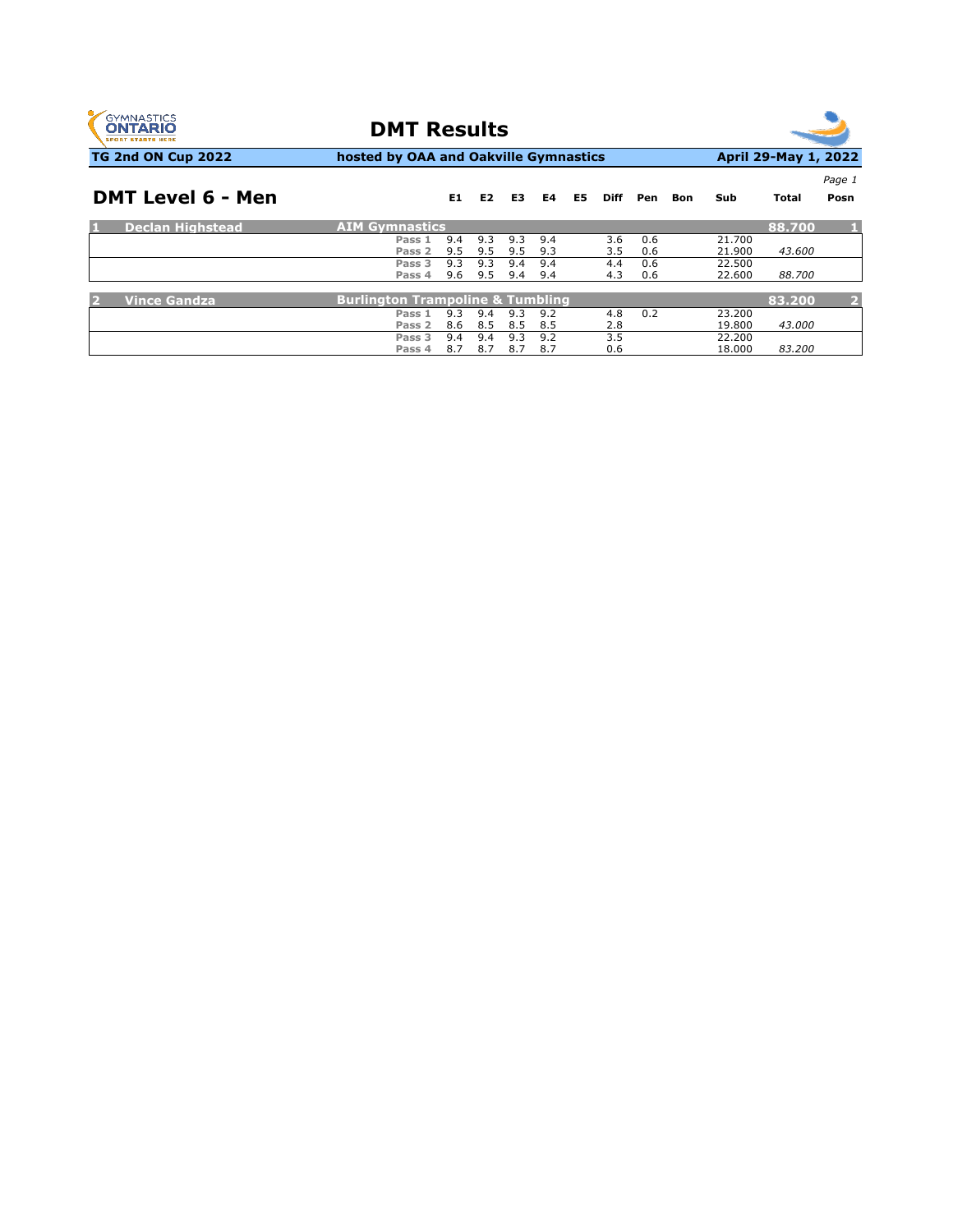# DMT Results

**TG 2nd ON Cup 2022** | **hosted by OAA and Oakville Gymnastics** | **April 29-May 1, 2022**

## DMT Level 6 - Men

| Posn | Name | Club | Pass | E1 | E2 | E3 | E4 | E5 | Diff | Pen | Bon | Sub | Total | Posn |
|---|---|---|---|---|---|---|---|---|---|---|---|---|---|---|
| 1 | Declan Highstead | AIM Gymnastics | | | | | | | | | | | 88.700 | 1 |
| | | | Pass 1 | 9.4 | 9.3 | 9.3 | 9.4 | | 3.6 | 0.6 | | 21.700 | | |
| | | | Pass 2 | 9.5 | 9.5 | 9.5 | 9.3 | | 3.5 | 0.6 | | 21.900 | *43.600* | |
| | | | Pass 3 | 9.3 | 9.3 | 9.4 | 9.4 | | 4.4 | 0.6 | | 22.500 | | |
| | | | Pass 4 | 9.6 | 9.5 | 9.4 | 9.4 | | 4.3 | 0.6 | | 22.600 | *88.700* | |
| 2 | Vince Gandza | Burlington Trampoline & Tumbling | | | | | | | | | | | 83.200 | 2 |
| | | | Pass 1 | 9.3 | 9.4 | 9.3 | 9.2 | | 4.8 | 0.2 | | 23.200 | | |
| | | | Pass 2 | 8.6 | 8.5 | 8.5 | 8.5 | | 2.8 | | | 19.800 | *43.000* | |
| | | | Pass 3 | 9.4 | 9.4 | 9.3 | 9.2 | | 3.5 | | | 22.200 | | |
| | | | Pass 4 | 8.7 | 8.7 | 8.7 | 8.7 | | 0.6 | | | 18.000 | *83.200* | |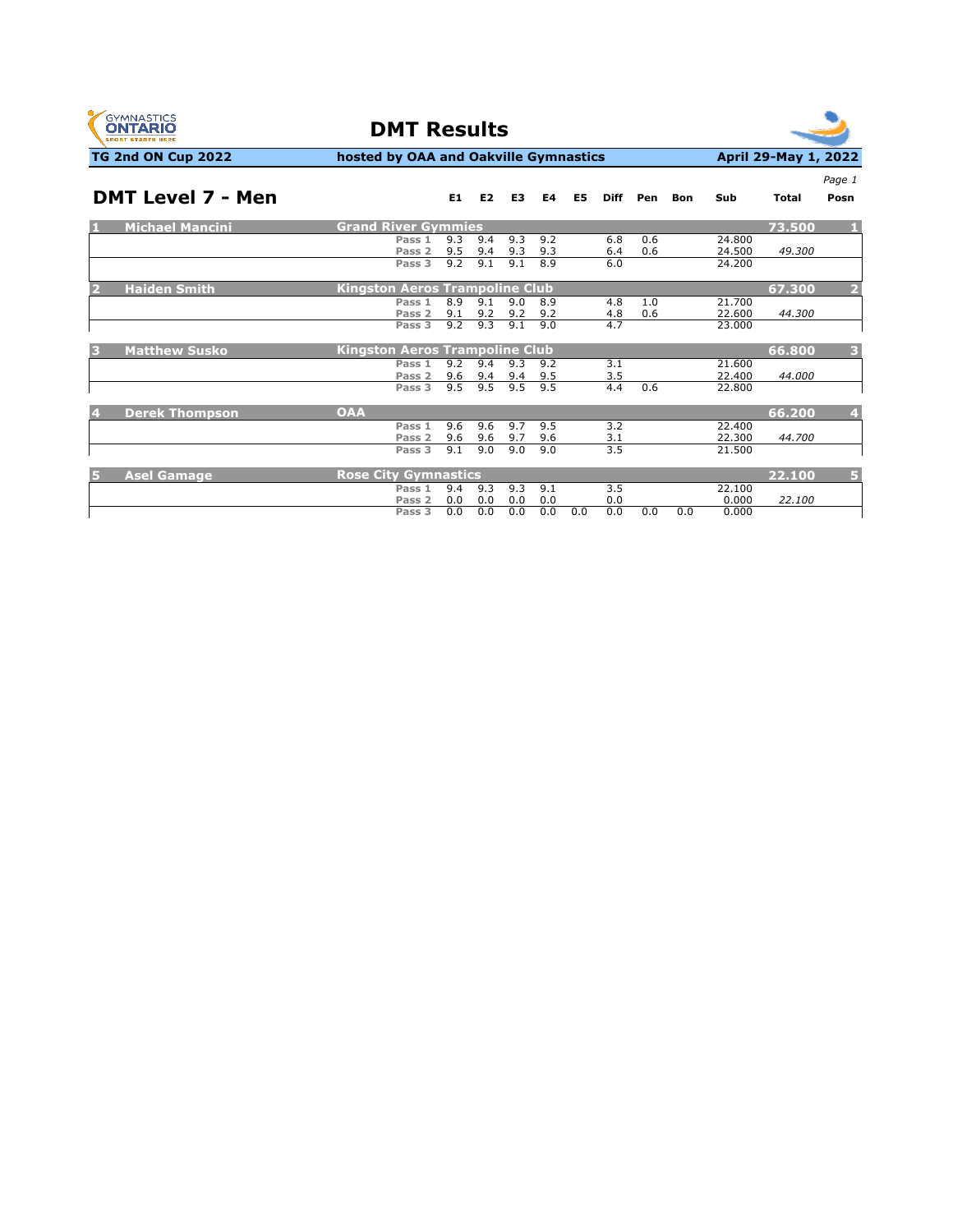# DMT Results

**TG 2nd ON Cup 2022** | **hosted by OAA and Oakville Gymnastics** | **April 29-May 1, 2022**

## DMT Level 7 - Men

| # | Name | Club / Pass | E1 | E2 | E3 | E4 | E5 | Diff | Pen | Bon | Sub | Total | Posn |
|---|---|---|---|---|---|---|---|---|---|---|---|---|---|
| 1 | Michael Mancini | Grand River Gymmies | | | | | | | | | | 73.500 | 1 |
| | | Pass 1 | 9.3 | 9.4 | 9.3 | 9.2 | | 6.8 | 0.6 | | 24.800 | | |
| | | Pass 2 | 9.5 | 9.4 | 9.3 | 9.3 | | 6.4 | 0.6 | | 24.500 | *49.300* | |
| | | Pass 3 | 9.2 | 9.1 | 9.1 | 8.9 | | 6.0 | | | 24.200 | | |
| 2 | Haiden Smith | Kingston Aeros Trampoline Club | | | | | | | | | | 67.300 | 2 |
| | | Pass 1 | 8.9 | 9.1 | 9.0 | 8.9 | | 4.8 | 1.0 | | 21.700 | | |
| | | Pass 2 | 9.1 | 9.2 | 9.2 | 9.2 | | 4.8 | 0.6 | | 22.600 | *44.300* | |
| | | Pass 3 | 9.2 | 9.3 | 9.1 | 9.0 | | 4.7 | | | 23.000 | | |
| 3 | Matthew Susko | Kingston Aeros Trampoline Club | | | | | | | | | | 66.800 | 3 |
| | | Pass 1 | 9.2 | 9.4 | 9.3 | 9.2 | | 3.1 | | | 21.600 | | |
| | | Pass 2 | 9.6 | 9.4 | 9.4 | 9.5 | | 3.5 | | | 22.400 | *44.000* | |
| | | Pass 3 | 9.5 | 9.5 | 9.5 | 9.5 | | 4.4 | 0.6 | | 22.800 | | |
| 4 | Derek Thompson | OAA | | | | | | | | | | 66.200 | 4 |
| | | Pass 1 | 9.6 | 9.6 | 9.7 | 9.5 | | 3.2 | | | 22.400 | | |
| | | Pass 2 | 9.6 | 9.6 | 9.7 | 9.6 | | 3.1 | | | 22.300 | *44.700* | |
| | | Pass 3 | 9.1 | 9.0 | 9.0 | 9.0 | | 3.5 | | | 21.500 | | |
| 5 | Asel Gamage | Rose City Gymnastics | | | | | | | | | | 22.100 | 5 |
| | | Pass 1 | 9.4 | 9.3 | 9.3 | 9.1 | | 3.5 | | | 22.100 | | |
| | | Pass 2 | 0.0 | 0.0 | 0.0 | 0.0 | | 0.0 | | | 0.000 | *22.100* | |
| | | Pass 3 | 0.0 | 0.0 | 0.0 | 0.0 | 0.0 | 0.0 | 0.0 | 0.0 | 0.000 | | |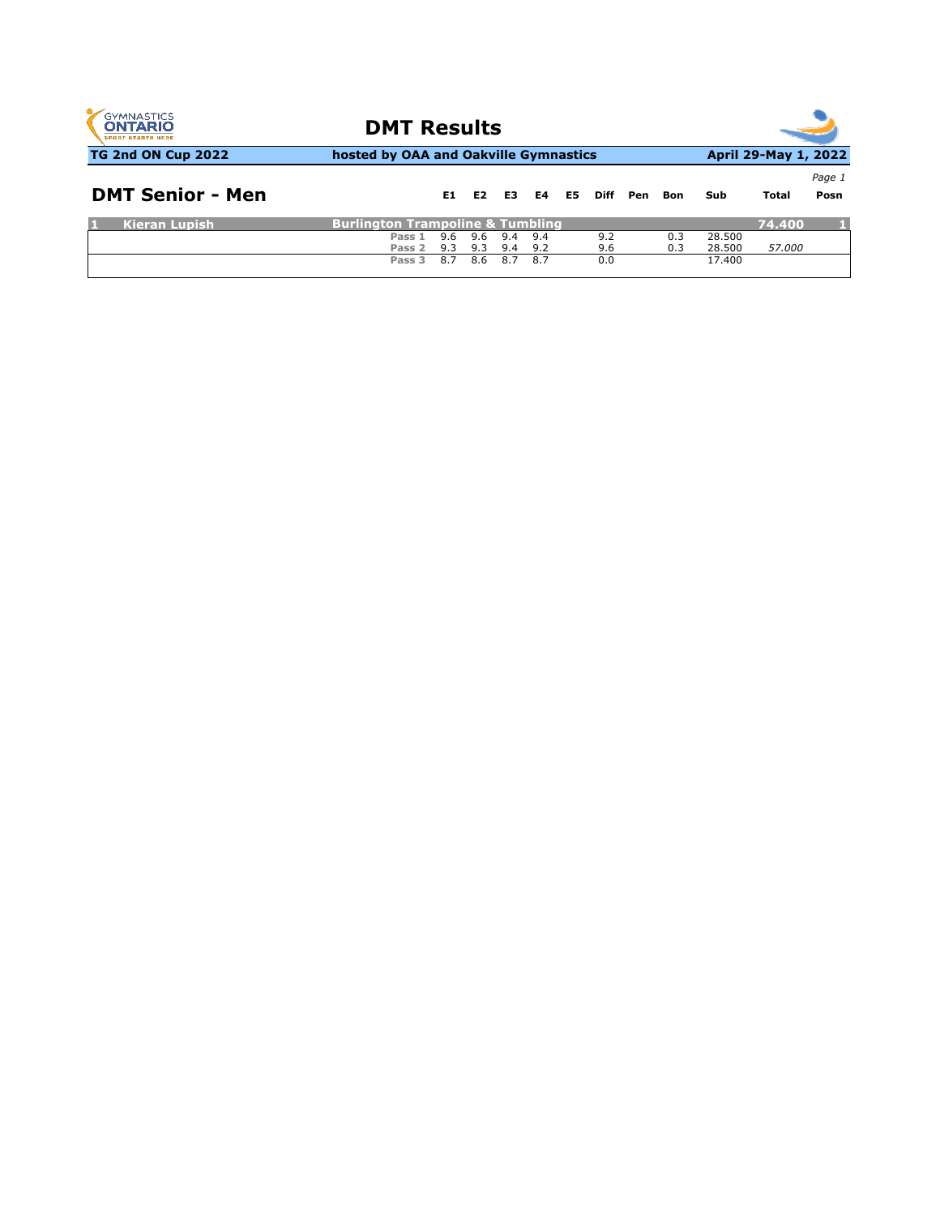# DMT Results

**TG 2nd ON Cup 2022** | **hosted by OAA and Oakville Gymnastics** | **April 29-May 1, 2022**

## DMT Senior - Men

| | | | E1 | E2 | E3 | E4 | E5 | Diff | Pen | Bon | Sub | Total | Posn |
|---|---|---|---|---|---|---|---|---|---|---|---|---|---|
| 1 | Kieran Lupish | Burlington Trampoline & Tumbling | | | | | | | | | | 74.400 | 1 |
| | | Pass 1 | 9.6 | 9.6 | 9.4 | 9.4 | | 9.2 | | 0.3 | 28.500 | | |
| | | Pass 2 | 9.3 | 9.3 | 9.4 | 9.2 | | 9.6 | | 0.3 | 28.500 | *57.000* | |
| | | Pass 3 | 8.7 | 8.6 | 8.7 | 8.7 | | 0.0 | | | 17.400 | | |